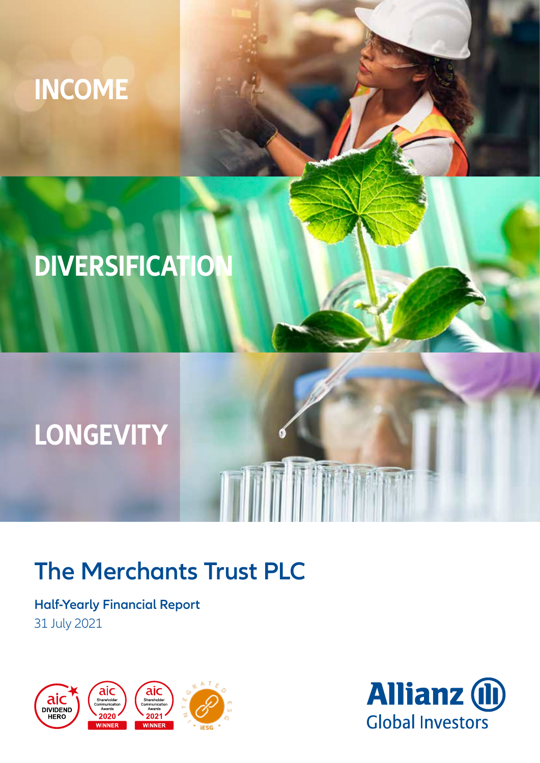INCOME

DIVERSIFICATION

LONGEVITY

# The Merchants Trust PLC

**Half-Yearly Financial Report**

31 July 2021

Allianz Global Investors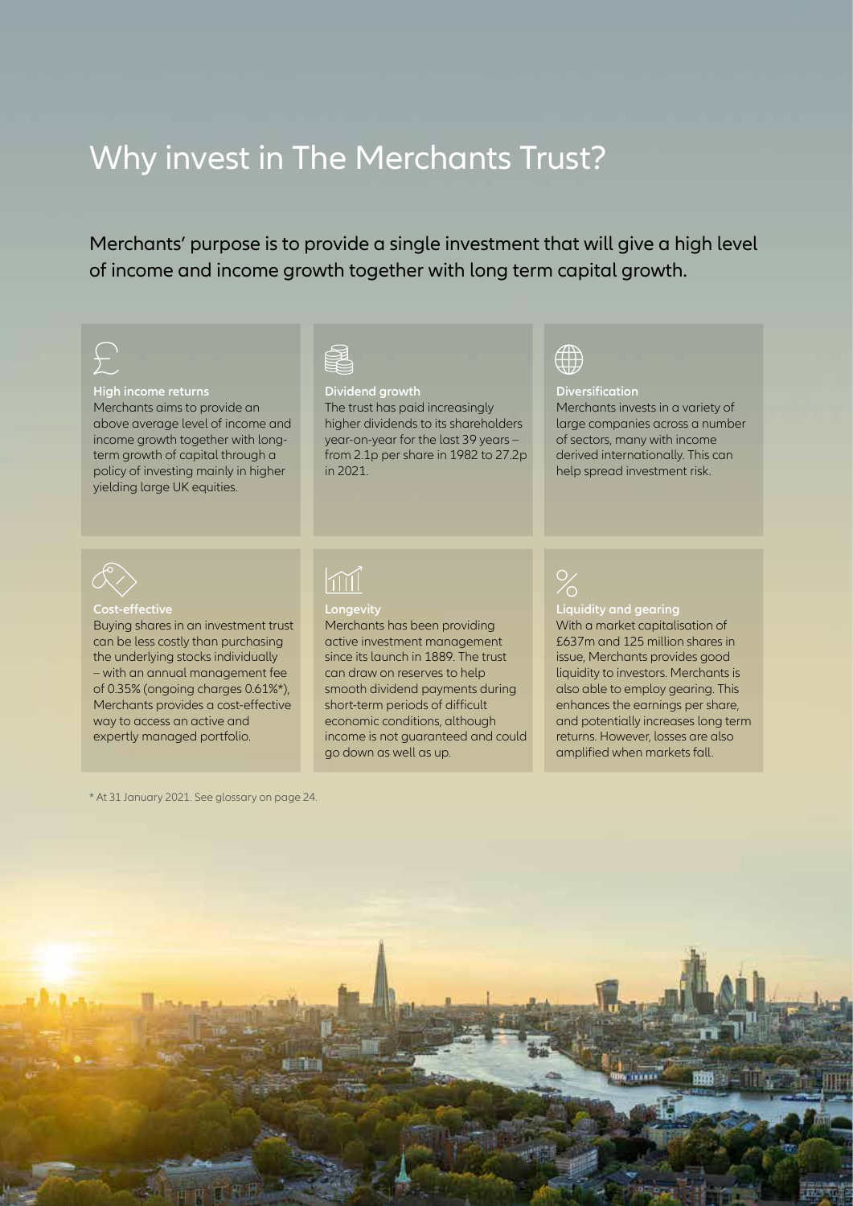# Why invest in The Merchants Trust?

Merchants' purpose is to provide a single investment that will give a high level of income and income growth together with long term capital growth.

**High income returns**
Merchants aims to provide an above average level of income and income growth together with long-term growth of capital through a policy of investing mainly in higher yielding large UK equities.

**Dividend growth**
The trust has paid increasingly higher dividends to its shareholders year-on-year for the last 39 years – from 2.1p per share in 1982 to 27.2p in 2021.

**Diversification**
Merchants invests in a variety of large companies across a number of sectors, many with income derived internationally. This can help spread investment risk.

**Cost-effective**
Buying shares in an investment trust can be less costly than purchasing the underlying stocks individually – with an annual management fee of 0.35% (ongoing charges 0.61%*), Merchants provides a cost-effective way to access an active and expertly managed portfolio.

**Longevity**
Merchants has been providing active investment management since its launch in 1889. The trust can draw on reserves to help smooth dividend payments during short-term periods of difficult economic conditions, although income is not guaranteed and could go down as well as up.

**Liquidity and gearing**
With a market capitalisation of £637m and 125 million shares in issue, Merchants provides good liquidity to investors. Merchants is also able to employ gearing. This enhances the earnings per share, and potentially increases long term returns. However, losses are also amplified when markets fall.

* At 31 January 2021. See glossary on page 24.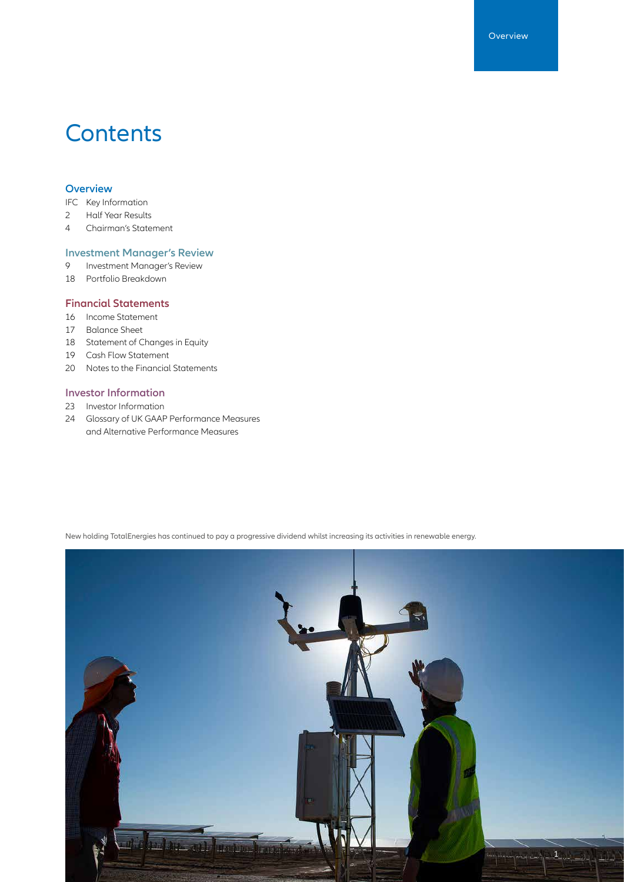# Contents

## Overview

IFC Key Information
2 Half Year Results
4 Chairman's Statement

## Investment Manager's Review

9 Investment Manager's Review
18 Portfolio Breakdown

## Financial Statements

16 Income Statement
17 Balance Sheet
18 Statement of Changes in Equity
19 Cash Flow Statement
20 Notes to the Financial Statements

## Investor Information

23 Investor Information
24 Glossary of UK GAAP Performance Measures and Alternative Performance Measures

New holding TotalEnergies has continued to pay a progressive dividend whilst increasing its activities in renewable energy.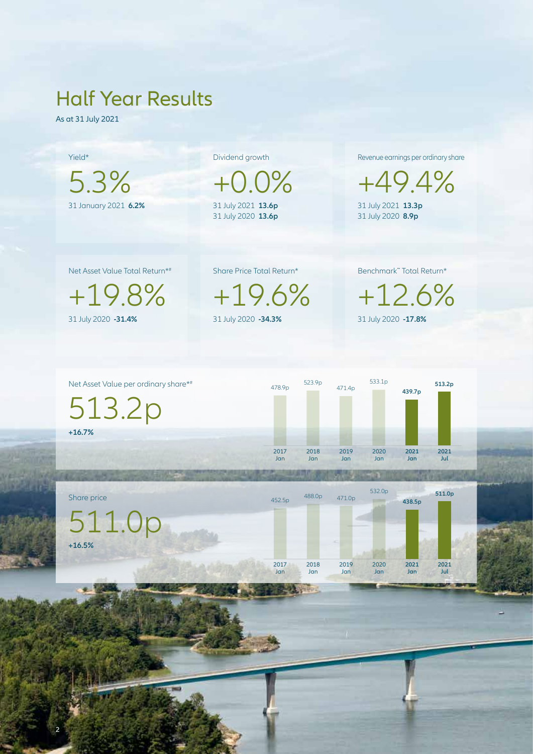# Half Year Results

As at 31 July 2021

Yield*

5.3%

31 January 2021 **6.2%**

Dividend growth

+0.0%

31 July 2021 **13.6p**
31 July 2020 **13.6p**

Revenue earnings per ordinary share

+49.4%

31 July 2021 **13.3p**
31 July 2020 **8.9p**

Net Asset Value Total Return*#

+19.8%

31 July 2020 **-31.4%**

Share Price Total Return*

+19.6%

31 July 2020 **-34.3%**

Benchmark˜ Total Return*

+12.6%

31 July 2020 **-17.8%**

Net Asset Value per ordinary share*#

513.2p

**+16.7%**

| 2017 Jan | 2018 Jan | 2019 Jan | 2020 Jan | 2021 Jan | 2021 Jul |
|---|---|---|---|---|---|
| 478.9p | 523.9p | 471.4p | 533.1p | **439.7p** | **513.2p** |

Share price

511.0p

**+16.5%**

| 2017 Jan | 2018 Jan | 2019 Jan | 2020 Jan | 2021 Jan | 2021 Jul |
|---|---|---|---|---|---|
| 452.5p | 488.0p | 471.0p | 532.0p | **438.5p** | **511.0p** |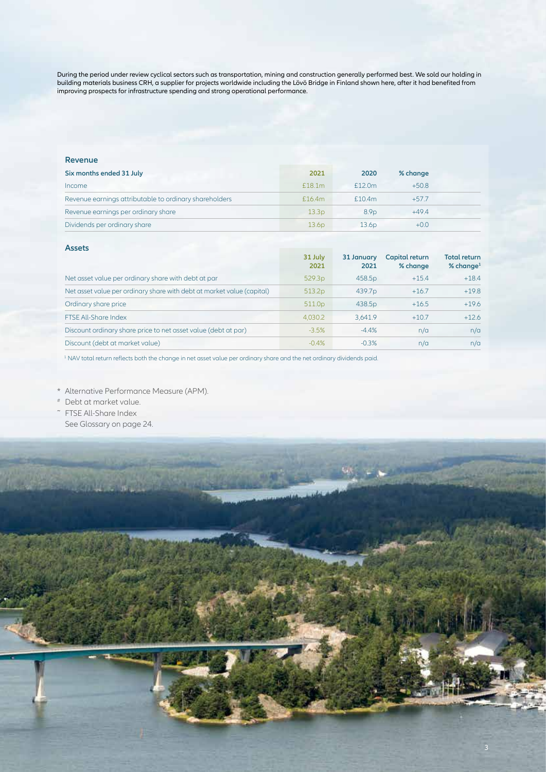During the period under review cyclical sectors such as transportation, mining and construction generally performed best. We sold our holding in building materials business CRH, a supplier for projects worldwide including the Lövö Bridge in Finland shown here, after it had benefited from improving prospects for infrastructure spending and strong operational performance.

## Revenue

| Six months ended 31 July | 2021 | 2020 | % change |
|---|---|---|---|
| Income | £18.1m | £12.0m | +50.8 |
| Revenue earnings attributable to ordinary shareholders | £16.4m | £10.4m | +57.7 |
| Revenue earnings per ordinary share | 13.3p | 8.9p | +49.4 |
| Dividends per ordinary share | 13.6p | 13.6p | +0.0 |

## Assets

| | 31 July 2021 | 31 January 2021 | Capital return % change | Total return % change[1] |
|---|---|---|---|---|
| Net asset value per ordinary share with debt at par | 529.3p | 458.5p | +15.4 | +18.4 |
| Net asset value per ordinary share with debt at market value (capital) | 513.2p | 439.7p | +16.7 | +19.8 |
| Ordinary share price | 511.0p | 438.5p | +16.5 | +19.6 |
| FTSE All-Share Index | 4,030.2 | 3,641.9 | +10.7 | +12.6 |
| Discount ordinary share price to net asset value (debt at par) | -3.5% | -4.4% | n/a | n/a |
| Discount (debt at market value) | -0.4% | -0.3% | n/a | n/a |

[1] NAV total return reflects both the change in net asset value per ordinary share and the net ordinary dividends paid.

\* Alternative Performance Measure (APM).
\# Debt at market value.
~ FTSE All-Share Index
See Glossary on page 24.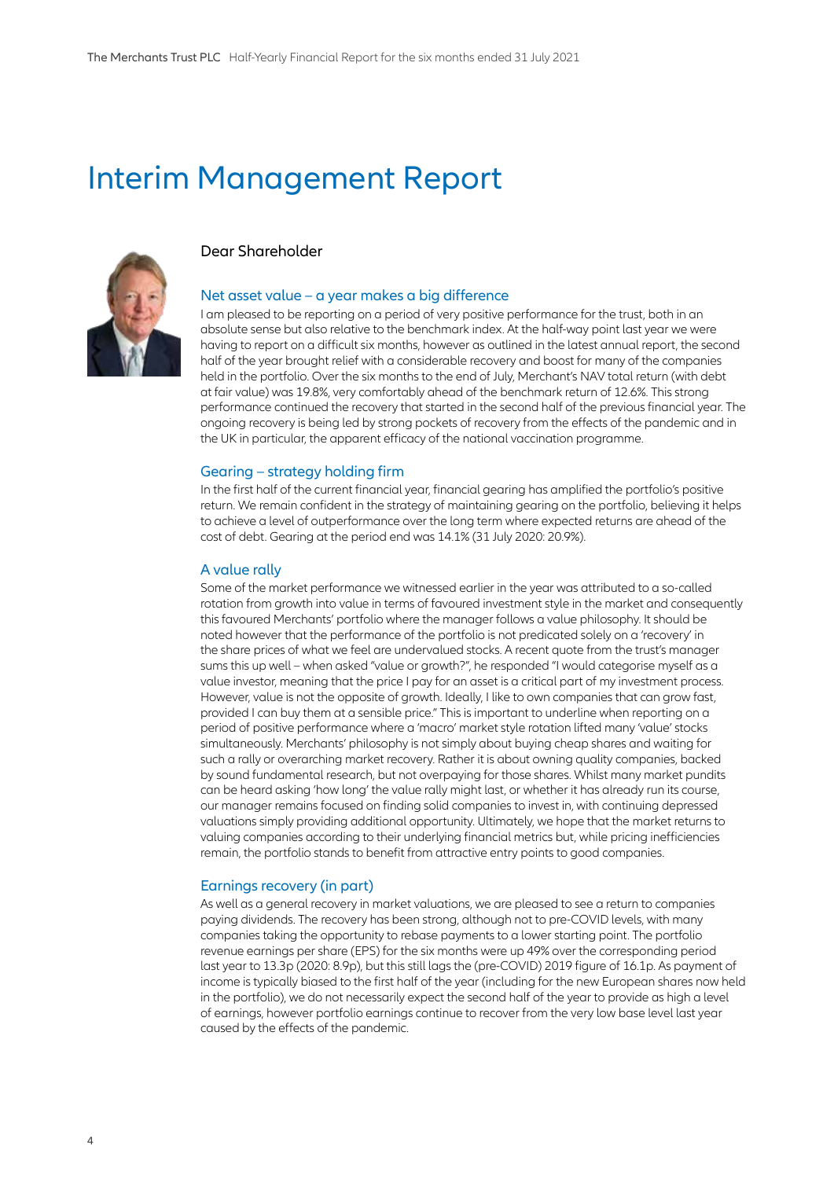# Interim Management Report

Dear Shareholder

## Net asset value – a year makes a big difference

I am pleased to be reporting on a period of very positive performance for the trust, both in an absolute sense but also relative to the benchmark index. At the half-way point last year we were having to report on a difficult six months, however as outlined in the latest annual report, the second half of the year brought relief with a considerable recovery and boost for many of the companies held in the portfolio. Over the six months to the end of July, Merchant's NAV total return (with debt at fair value) was 19.8%, very comfortably ahead of the benchmark return of 12.6%. This strong performance continued the recovery that started in the second half of the previous financial year. The ongoing recovery is being led by strong pockets of recovery from the effects of the pandemic and in the UK in particular, the apparent efficacy of the national vaccination programme.

## Gearing – strategy holding firm

In the first half of the current financial year, financial gearing has amplified the portfolio's positive return. We remain confident in the strategy of maintaining gearing on the portfolio, believing it helps to achieve a level of outperformance over the long term where expected returns are ahead of the cost of debt. Gearing at the period end was 14.1% (31 July 2020: 20.9%).

## A value rally

Some of the market performance we witnessed earlier in the year was attributed to a so-called rotation from growth into value in terms of favoured investment style in the market and consequently this favoured Merchants' portfolio where the manager follows a value philosophy. It should be noted however that the performance of the portfolio is not predicated solely on a 'recovery' in the share prices of what we feel are undervalued stocks. A recent quote from the trust's manager sums this up well – when asked "value or growth?", he responded "I would categorise myself as a value investor, meaning that the price I pay for an asset is a critical part of my investment process. However, value is not the opposite of growth. Ideally, I like to own companies that can grow fast, provided I can buy them at a sensible price." This is important to underline when reporting on a period of positive performance where a 'macro' market style rotation lifted many 'value' stocks simultaneously. Merchants' philosophy is not simply about buying cheap shares and waiting for such a rally or overarching market recovery. Rather it is about owning quality companies, backed by sound fundamental research, but not overpaying for those shares. Whilst many market pundits can be heard asking 'how long' the value rally might last, or whether it has already run its course, our manager remains focused on finding solid companies to invest in, with continuing depressed valuations simply providing additional opportunity. Ultimately, we hope that the market returns to valuing companies according to their underlying financial metrics but, while pricing inefficiencies remain, the portfolio stands to benefit from attractive entry points to good companies.

## Earnings recovery (in part)

As well as a general recovery in market valuations, we are pleased to see a return to companies paying dividends. The recovery has been strong, although not to pre-COVID levels, with many companies taking the opportunity to rebase payments to a lower starting point. The portfolio revenue earnings per share (EPS) for the six months were up 49% over the corresponding period last year to 13.3p (2020: 8.9p), but this still lags the (pre-COVID) 2019 figure of 16.1p. As payment of income is typically biased to the first half of the year (including for the new European shares now held in the portfolio), we do not necessarily expect the second half of the year to provide as high a level of earnings, however portfolio earnings continue to recover from the very low base level last year caused by the effects of the pandemic.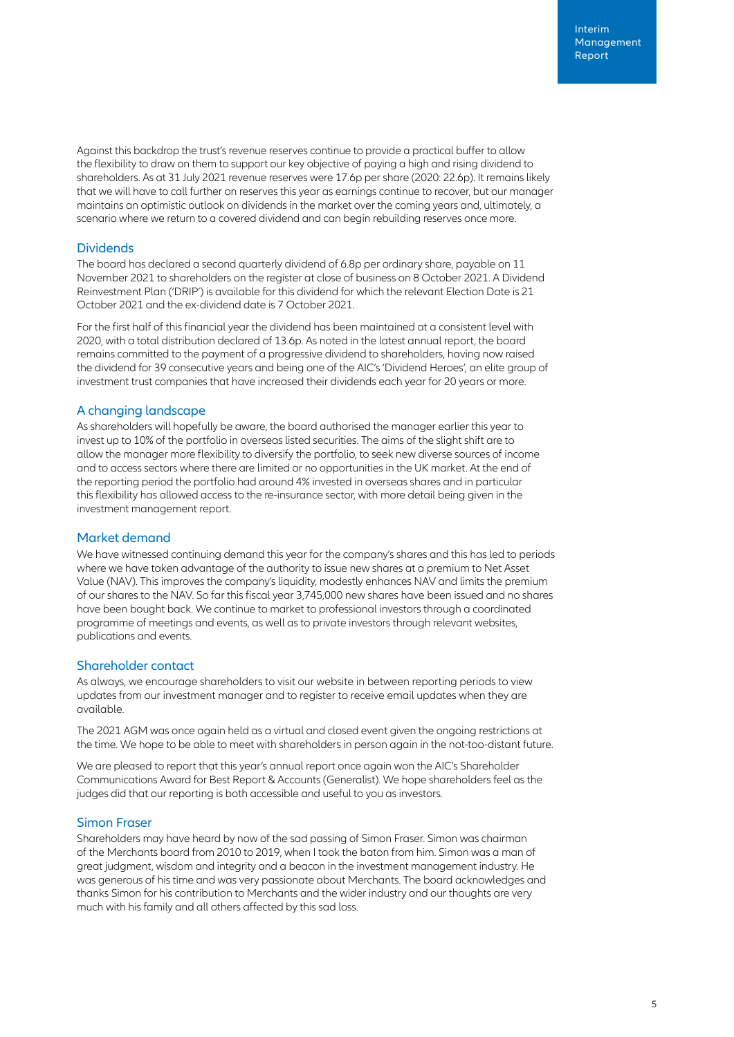Against this backdrop the trust's revenue reserves continue to provide a practical buffer to allow the flexibility to draw on them to support our key objective of paying a high and rising dividend to shareholders. As at 31 July 2021 revenue reserves were 17.6p per share (2020: 22.6p). It remains likely that we will have to call further on reserves this year as earnings continue to recover, but our manager maintains an optimistic outlook on dividends in the market over the coming years and, ultimately, a scenario where we return to a covered dividend and can begin rebuilding reserves once more.

## Dividends

The board has declared a second quarterly dividend of 6.8p per ordinary share, payable on 11 November 2021 to shareholders on the register at close of business on 8 October 2021. A Dividend Reinvestment Plan ('DRIP') is available for this dividend for which the relevant Election Date is 21 October 2021 and the ex-dividend date is 7 October 2021.

For the first half of this financial year the dividend has been maintained at a consistent level with 2020, with a total distribution declared of 13.6p. As noted in the latest annual report, the board remains committed to the payment of a progressive dividend to shareholders, having now raised the dividend for 39 consecutive years and being one of the AIC's 'Dividend Heroes', an elite group of investment trust companies that have increased their dividends each year for 20 years or more.

## A changing landscape

As shareholders will hopefully be aware, the board authorised the manager earlier this year to invest up to 10% of the portfolio in overseas listed securities. The aims of the slight shift are to allow the manager more flexibility to diversify the portfolio, to seek new diverse sources of income and to access sectors where there are limited or no opportunities in the UK market. At the end of the reporting period the portfolio had around 4% invested in overseas shares and in particular this flexibility has allowed access to the re-insurance sector, with more detail being given in the investment management report.

## Market demand

We have witnessed continuing demand this year for the company's shares and this has led to periods where we have taken advantage of the authority to issue new shares at a premium to Net Asset Value (NAV). This improves the company's liquidity, modestly enhances NAV and limits the premium of our shares to the NAV. So far this fiscal year 3,745,000 new shares have been issued and no shares have been bought back. We continue to market to professional investors through a coordinated programme of meetings and events, as well as to private investors through relevant websites, publications and events.

## Shareholder contact

As always, we encourage shareholders to visit our website in between reporting periods to view updates from our investment manager and to register to receive email updates when they are available.

The 2021 AGM was once again held as a virtual and closed event given the ongoing restrictions at the time. We hope to be able to meet with shareholders in person again in the not-too-distant future.

We are pleased to report that this year's annual report once again won the AIC's Shareholder Communications Award for Best Report & Accounts (Generalist). We hope shareholders feel as the judges did that our reporting is both accessible and useful to you as investors.

## Simon Fraser

Shareholders may have heard by now of the sad passing of Simon Fraser. Simon was chairman of the Merchants board from 2010 to 2019, when I took the baton from him. Simon was a man of great judgment, wisdom and integrity and a beacon in the investment management industry. He was generous of his time and was very passionate about Merchants. The board acknowledges and thanks Simon for his contribution to Merchants and the wider industry and our thoughts are very much with his family and all others affected by this sad loss.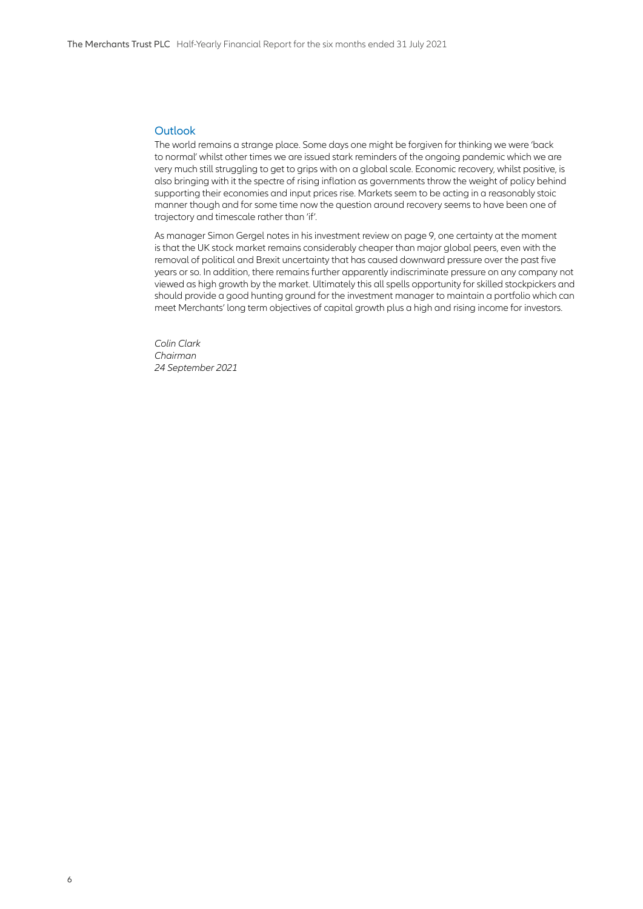## Outlook

The world remains a strange place. Some days one might be forgiven for thinking we were 'back to normal' whilst other times we are issued stark reminders of the ongoing pandemic which we are very much still struggling to get to grips with on a global scale. Economic recovery, whilst positive, is also bringing with it the spectre of rising inflation as governments throw the weight of policy behind supporting their economies and input prices rise. Markets seem to be acting in a reasonably stoic manner though and for some time now the question around recovery seems to have been one of trajectory and timescale rather than 'if'.

As manager Simon Gergel notes in his investment review on page 9, one certainty at the moment is that the UK stock market remains considerably cheaper than major global peers, even with the removal of political and Brexit uncertainty that has caused downward pressure over the past five years or so. In addition, there remains further apparently indiscriminate pressure on any company not viewed as high growth by the market. Ultimately this all spells opportunity for skilled stockpickers and should provide a good hunting ground for the investment manager to maintain a portfolio which can meet Merchants' long term objectives of capital growth plus a high and rising income for investors.

*Colin Clark*
*Chairman*
*24 September 2021*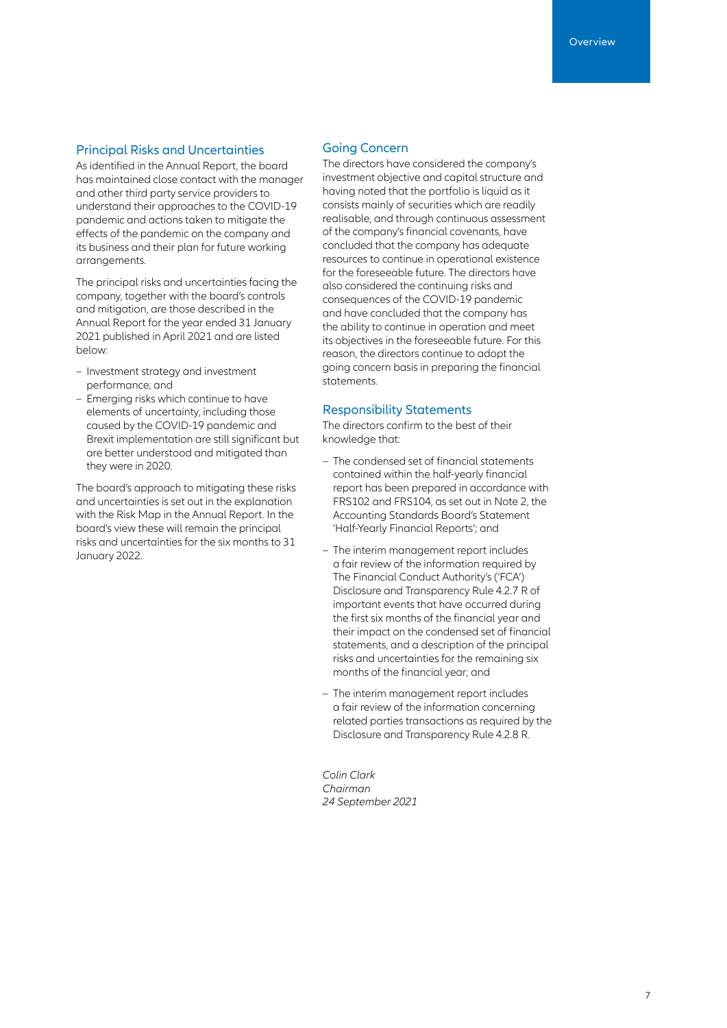## Principal Risks and Uncertainties

As identified in the Annual Report, the board has maintained close contact with the manager and other third party service providers to understand their approaches to the COVID-19 pandemic and actions taken to mitigate the effects of the pandemic on the company and its business and their plan for future working arrangements.

The principal risks and uncertainties facing the company, together with the board's controls and mitigation, are those described in the Annual Report for the year ended 31 January 2021 published in April 2021 and are listed below:

- Investment strategy and investment performance; and
- Emerging risks which continue to have elements of uncertainty, including those caused by the COVID-19 pandemic and Brexit implementation are still significant but are better understood and mitigated than they were in 2020.

The board's approach to mitigating these risks and uncertainties is set out in the explanation with the Risk Map in the Annual Report. In the board's view these will remain the principal risks and uncertainties for the six months to 31 January 2022.

## Going Concern

The directors have considered the company's investment objective and capital structure and having noted that the portfolio is liquid as it consists mainly of securities which are readily realisable, and through continuous assessment of the company's financial covenants, have concluded that the company has adequate resources to continue in operational existence for the foreseeable future. The directors have also considered the continuing risks and consequences of the COVID-19 pandemic and have concluded that the company has the ability to continue in operation and meet its objectives in the foreseeable future. For this reason, the directors continue to adopt the going concern basis in preparing the financial statements.

## Responsibility Statements

The directors confirm to the best of their knowledge that:

- The condensed set of financial statements contained within the half-yearly financial report has been prepared in accordance with FRS102 and FRS104, as set out in Note 2, the Accounting Standards Board's Statement 'Half-Yearly Financial Reports'; and
- The interim management report includes a fair review of the information required by The Financial Conduct Authority's ('FCA') Disclosure and Transparency Rule 4.2.7 R of important events that have occurred during the first six months of the financial year and their impact on the condensed set of financial statements, and a description of the principal risks and uncertainties for the remaining six months of the financial year; and
- The interim management report includes a fair review of the information concerning related parties transactions as required by the Disclosure and Transparency Rule 4.2.8 R.

*Colin Clark*
*Chairman*
*24 September 2021*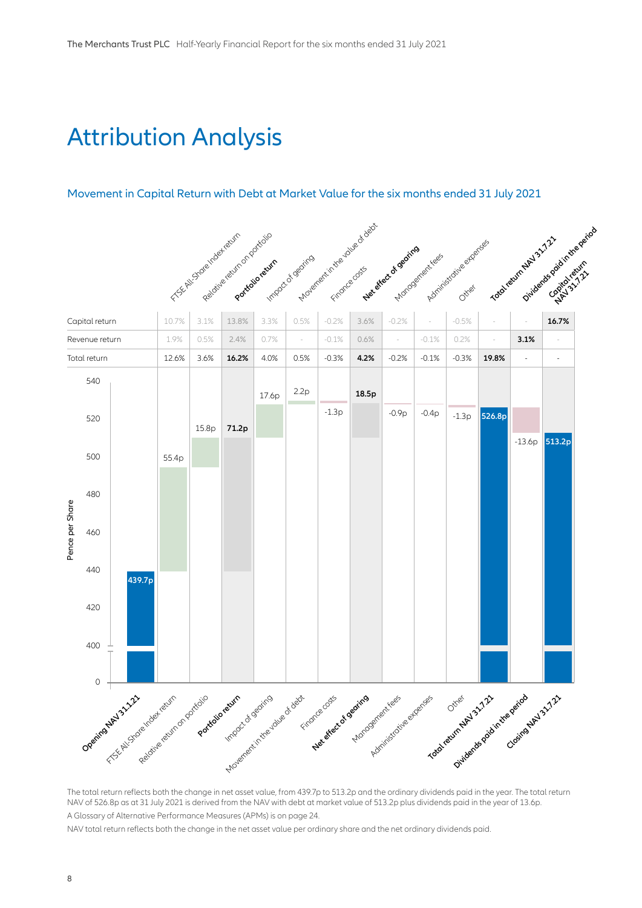# Attribution Analysis

## Movement in Capital Return with Debt at Market Value for the six months ended 31 July 2021

| | FTSE All-Share Index return | Relative return on portfolio | **Portfolio return** | Impact of gearing | Movement in the value of debt | Finance costs | **Net effect of gearing** | Management fees | Administrative expenses | Other | **Total return NAV 31.7.21** | Dividends paid in the period | Capital return NAV 31.7.21 |
|---|---|---|---|---|---|---|---|---|---|---|---|---|---|
| Capital return | 10.7% | 3.1% | 13.8% | 3.3% | 0.5% | -0.2% | 3.6% | -0.2% | - | -0.5% | - | - | **16.7%** |
| Revenue return | 1.9% | 0.5% | 2.4% | 0.7% | - | -0.1% | 0.6% | - | -0.1% | 0.2% | - | **3.1%** | - |
| Total return | 12.6% | 3.6% | **16.2%** | 4.0% | 0.5% | -0.3% | **4.2%** | -0.2% | -0.1% | -0.3% | **19.8%** | - | - |

| | Pence per Share |
|---|---|
| Opening NAV 31.1.21 | 439.7p |
| FTSE All-Share Index return | 55.4p |
| Relative return on portfolio | 15.8p |
| **Portfolio return** | **71.2p** |
| Impact of gearing | 17.6p |
| Movement in the value of debt | 2.2p |
| Finance costs | -1.3p |
| **Net effect of gearing** | **18.5p** |
| Management fees | -0.9p |
| Administrative expenses | -0.4p |
| Other | -1.3p |
| **Total return NAV 31.7.21** | **526.8p** |
| Dividends paid in the period | -13.6p |
| Closing NAV 31.7.21 | 513.2p |

The total return reflects both the change in net asset value, from 439.7p to 513.2p and the ordinary dividends paid in the year. The total return NAV of 526.8p as at 31 July 2021 is derived from the NAV with debt at market value of 513.2p plus dividends paid in the year of 13.6p.

A Glossary of Alternative Performance Measures (APMs) is on page 24.

NAV total return reflects both the change in the net asset value per ordinary share and the net ordinary dividends paid.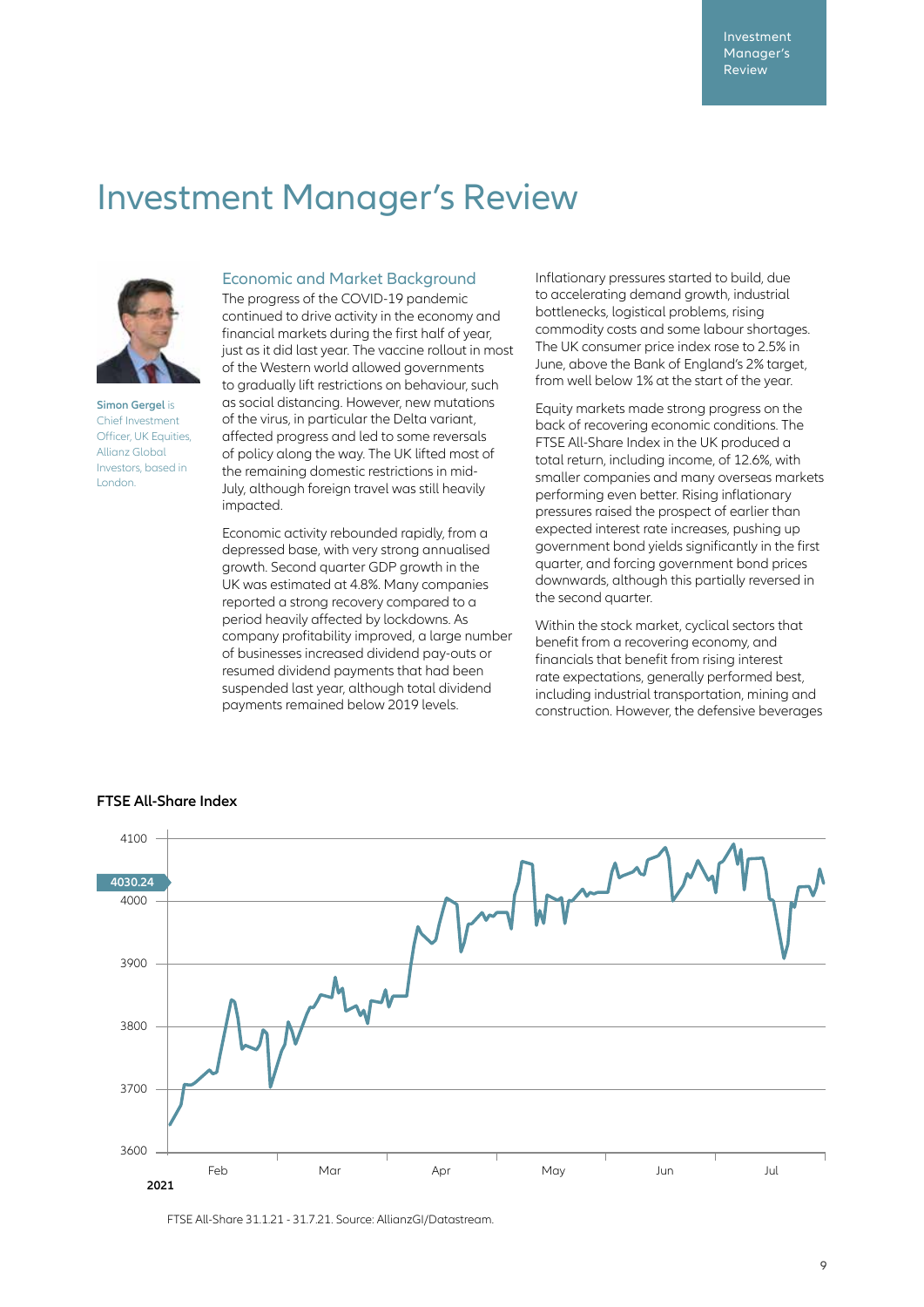# Investment Manager's Review

**Simon Gergel** is Chief Investment Officer, UK Equities, Allianz Global Investors, based in London.

## Economic and Market Background

The progress of the COVID-19 pandemic continued to drive activity in the economy and financial markets during the first half of year, just as it did last year. The vaccine rollout in most of the Western world allowed governments to gradually lift restrictions on behaviour, such as social distancing. However, new mutations of the virus, in particular the Delta variant, affected progress and led to some reversals of policy along the way. The UK lifted most of the remaining domestic restrictions in mid-July, although foreign travel was still heavily impacted.

Economic activity rebounded rapidly, from a depressed base, with very strong annualised growth. Second quarter GDP growth in the UK was estimated at 4.8%. Many companies reported a strong recovery compared to a period heavily affected by lockdowns. As company profitability improved, a large number of businesses increased dividend pay-outs or resumed dividend payments that had been suspended last year, although total dividend payments remained below 2019 levels.

Inflationary pressures started to build, due to accelerating demand growth, industrial bottlenecks, logistical problems, rising commodity costs and some labour shortages. The UK consumer price index rose to 2.5% in June, above the Bank of England's 2% target, from well below 1% at the start of the year.

Equity markets made strong progress on the back of recovering economic conditions. The FTSE All-Share Index in the UK produced a total return, including income, of 12.6%, with smaller companies and many overseas markets performing even better. Rising inflationary pressures raised the prospect of earlier than expected interest rate increases, pushing up government bond yields significantly in the first quarter, and forcing government bond prices downwards, although this partially reversed in the second quarter.

Within the stock market, cyclical sectors that benefit from a recovering economy, and financials that benefit from rising interest rate expectations, generally performed best, including industrial transportation, mining and construction. However, the defensive beverages

**FTSE All-Share Index**

FTSE All-Share 31.1.21 - 31.7.21. Source: AllianzGI/Datastream.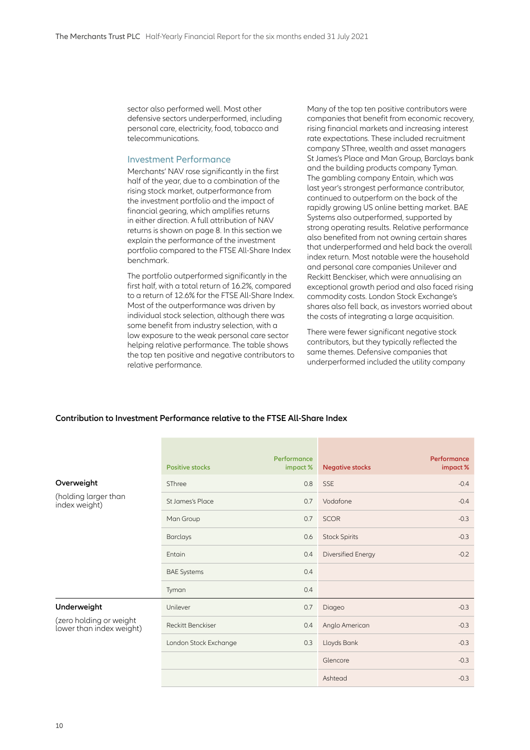sector also performed well. Most other defensive sectors underperformed, including personal care, electricity, food, tobacco and telecommunications.

### Investment Performance

Merchants' NAV rose significantly in the first half of the year, due to a combination of the rising stock market, outperformance from the investment portfolio and the impact of financial gearing, which amplifies returns in either direction. A full attribution of NAV returns is shown on page 8. In this section we explain the performance of the investment portfolio compared to the FTSE All-Share Index benchmark.

The portfolio outperformed significantly in the first half, with a total return of 16.2%, compared to a return of 12.6% for the FTSE All-Share Index. Most of the outperformance was driven by individual stock selection, although there was some benefit from industry selection, with a low exposure to the weak personal care sector helping relative performance. The table shows the top ten positive and negative contributors to relative performance.

Many of the top ten positive contributors were companies that benefit from economic recovery, rising financial markets and increasing interest rate expectations. These included recruitment company SThree, wealth and asset managers St James's Place and Man Group, Barclays bank and the building products company Tyman. The gambling company Entain, which was last year's strongest performance contributor, continued to outperform on the back of the rapidly growing US online betting market. BAE Systems also outperformed, supported by strong operating results. Relative performance also benefited from not owning certain shares that underperformed and held back the overall index return. Most notable were the household and personal care companies Unilever and Reckitt Benckiser, which were annualising an exceptional growth period and also faced rising commodity costs. London Stock Exchange's shares also fell back, as investors worried about the costs of integrating a large acquisition.

There were fewer significant negative stock contributors, but they typically reflected the same themes. Defensive companies that underperformed included the utility company

**Contribution to Investment Performance relative to the FTSE All-Share Index**

| | Positive stocks | Performance impact % | Negative stocks | Performance impact % |
|---|---|---|---|---|
| **Overweight** (holding larger than index weight) | SThree | 0.8 | SSE | -0.4 |
| | St James's Place | 0.7 | Vodafone | -0.4 |
| | Man Group | 0.7 | SCOR | -0.3 |
| | Barclays | 0.6 | Stock Spirits | -0.3 |
| | Entain | 0.4 | Diversified Energy | -0.2 |
| | BAE Systems | 0.4 | | |
| | Tyman | 0.4 | | |
| **Underweight** (zero holding or weight lower than index weight) | Unilever | 0.7 | Diageo | -0.3 |
| | Reckitt Benckiser | 0.4 | Anglo American | -0.3 |
| | London Stock Exchange | 0.3 | Lloyds Bank | -0.3 |
| | | | Glencore | -0.3 |
| | | | Ashtead | -0.3 |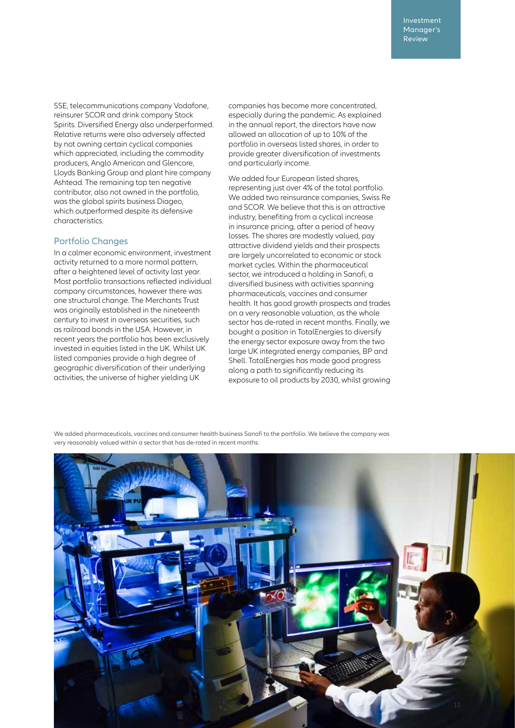SSE, telecommunications company Vodafone, reinsurer SCOR and drink company Stock Spirits. Diversified Energy also underperformed. Relative returns were also adversely affected by not owning certain cyclical companies which appreciated, including the commodity producers, Anglo American and Glencore, Lloyds Banking Group and plant hire company Ashtead. The remaining top ten negative contributor, also not owned in the portfolio, was the global spirits business Diageo, which outperformed despite its defensive characteristics.

## Portfolio Changes

In a calmer economic environment, investment activity returned to a more normal pattern, after a heightened level of activity last year. Most portfolio transactions reflected individual company circumstances, however there was one structural change. The Merchants Trust was originally established in the nineteenth century to invest in overseas securities, such as railroad bonds in the USA. However, in recent years the portfolio has been exclusively invested in equities listed in the UK. Whilst UK listed companies provide a high degree of geographic diversification of their underlying activities, the universe of higher yielding UK companies has become more concentrated, especially during the pandemic. As explained in the annual report, the directors have now allowed an allocation of up to 10% of the portfolio in overseas listed shares, in order to provide greater diversification of investments and particularly income.

We added four European listed shares, representing just over 4% of the total portfolio. We added two reinsurance companies, Swiss Re and SCOR. We believe that this is an attractive industry, benefiting from a cyclical increase in insurance pricing, after a period of heavy losses. The shares are modestly valued, pay attractive dividend yields and their prospects are largely uncorrelated to economic or stock market cycles. Within the pharmaceutical sector, we introduced a holding in Sanofi, a diversified business with activities spanning pharmaceuticals, vaccines and consumer health. It has good growth prospects and trades on a very reasonable valuation, as the whole sector has de-rated in recent months. Finally, we bought a position in TotalEnergies to diversify the energy sector exposure away from the two large UK integrated energy companies, BP and Shell. TotalEnergies has made good progress along a path to significantly reducing its exposure to oil products by 2030, whilst growing

We added pharmaceuticals, vaccines and consumer health business Sanofi to the portfolio. We believe the company was very reasonably valued within a sector that has de-rated in recent months.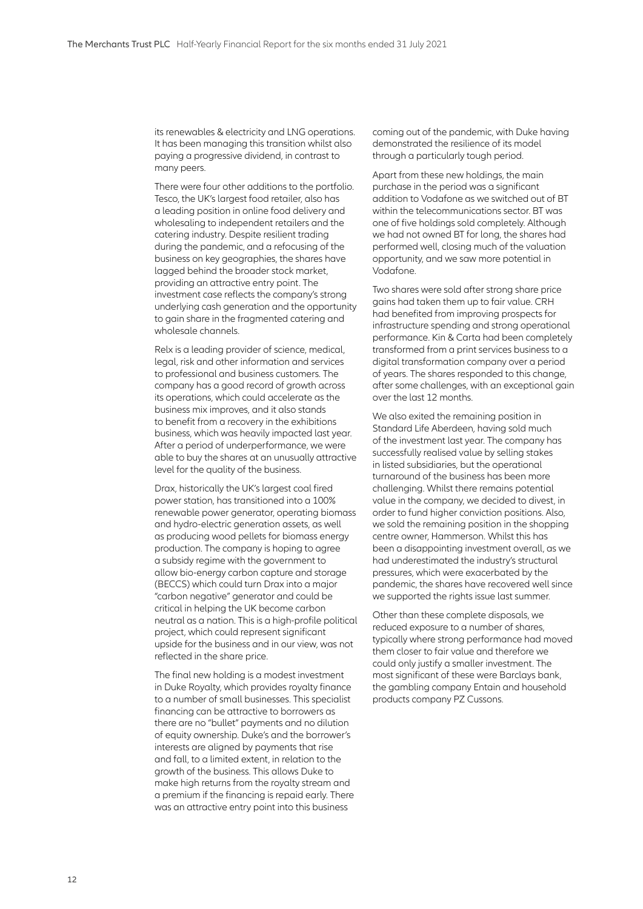its renewables & electricity and LNG operations. It has been managing this transition whilst also paying a progressive dividend, in contrast to many peers.

There were four other additions to the portfolio. Tesco, the UK's largest food retailer, also has a leading position in online food delivery and wholesaling to independent retailers and the catering industry. Despite resilient trading during the pandemic, and a refocusing of the business on key geographies, the shares have lagged behind the broader stock market, providing an attractive entry point. The investment case reflects the company's strong underlying cash generation and the opportunity to gain share in the fragmented catering and wholesale channels.

Relx is a leading provider of science, medical, legal, risk and other information and services to professional and business customers. The company has a good record of growth across its operations, which could accelerate as the business mix improves, and it also stands to benefit from a recovery in the exhibitions business, which was heavily impacted last year. After a period of underperformance, we were able to buy the shares at an unusually attractive level for the quality of the business.

Drax, historically the UK's largest coal fired power station, has transitioned into a 100% renewable power generator, operating biomass and hydro-electric generation assets, as well as producing wood pellets for biomass energy production. The company is hoping to agree a subsidy regime with the government to allow bio-energy carbon capture and storage (BECCS) which could turn Drax into a major "carbon negative" generator and could be critical in helping the UK become carbon neutral as a nation. This is a high-profile political project, which could represent significant upside for the business and in our view, was not reflected in the share price.

The final new holding is a modest investment in Duke Royalty, which provides royalty finance to a number of small businesses. This specialist financing can be attractive to borrowers as there are no "bullet" payments and no dilution of equity ownership. Duke's and the borrower's interests are aligned by payments that rise and fall, to a limited extent, in relation to the growth of the business. This allows Duke to make high returns from the royalty stream and a premium if the financing is repaid early. There was an attractive entry point into this business coming out of the pandemic, with Duke having demonstrated the resilience of its model through a particularly tough period.

Apart from these new holdings, the main purchase in the period was a significant addition to Vodafone as we switched out of BT within the telecommunications sector. BT was one of five holdings sold completely. Although we had not owned BT for long, the shares had performed well, closing much of the valuation opportunity, and we saw more potential in Vodafone.

Two shares were sold after strong share price gains had taken them up to fair value. CRH had benefited from improving prospects for infrastructure spending and strong operational performance. Kin & Carta had been completely transformed from a print services business to a digital transformation company over a period of years. The shares responded to this change, after some challenges, with an exceptional gain over the last 12 months.

We also exited the remaining position in Standard Life Aberdeen, having sold much of the investment last year. The company has successfully realised value by selling stakes in listed subsidiaries, but the operational turnaround of the business has been more challenging. Whilst there remains potential value in the company, we decided to divest, in order to fund higher conviction positions. Also, we sold the remaining position in the shopping centre owner, Hammerson. Whilst this has been a disappointing investment overall, as we had underestimated the industry's structural pressures, which were exacerbated by the pandemic, the shares have recovered well since we supported the rights issue last summer.

Other than these complete disposals, we reduced exposure to a number of shares, typically where strong performance had moved them closer to fair value and therefore we could only justify a smaller investment. The most significant of these were Barclays bank, the gambling company Entain and household products company PZ Cussons.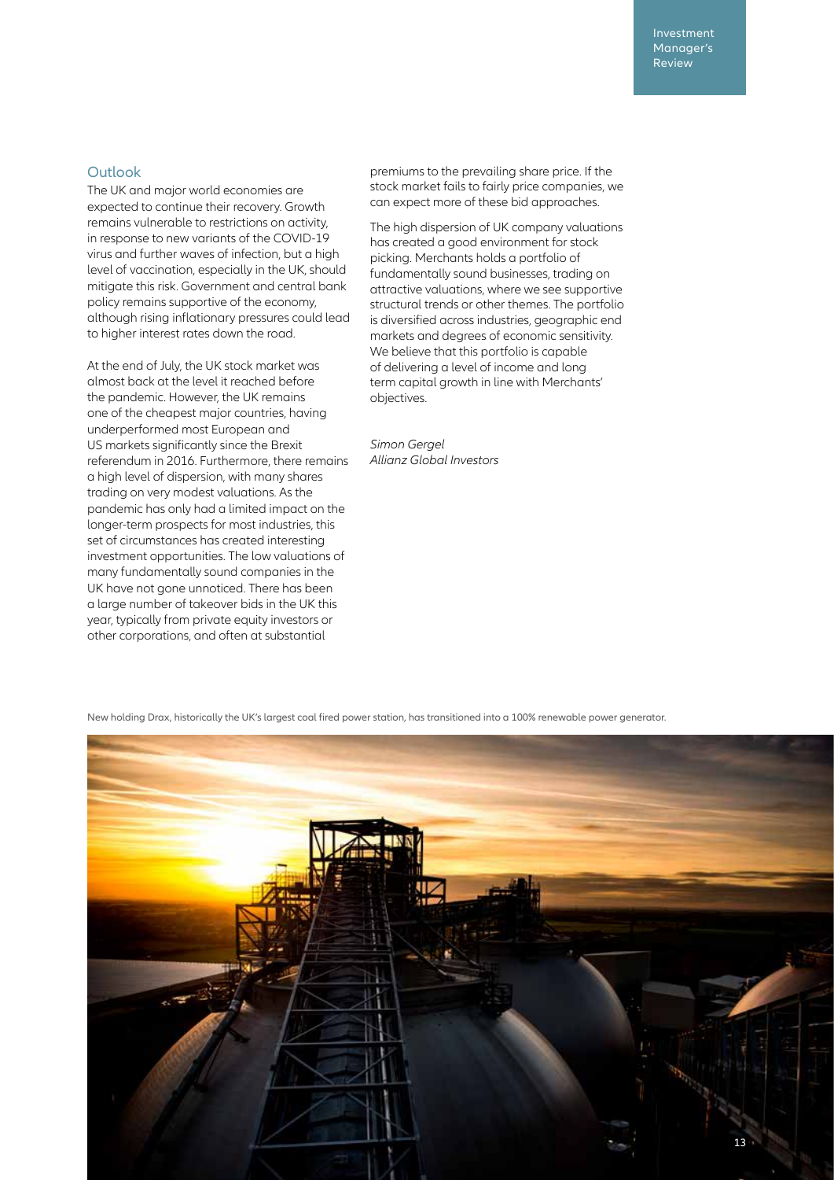## Outlook

The UK and major world economies are expected to continue their recovery. Growth remains vulnerable to restrictions on activity, in response to new variants of the COVID-19 virus and further waves of infection, but a high level of vaccination, especially in the UK, should mitigate this risk. Government and central bank policy remains supportive of the economy, although rising inflationary pressures could lead to higher interest rates down the road.

At the end of July, the UK stock market was almost back at the level it reached before the pandemic. However, the UK remains one of the cheapest major countries, having underperformed most European and US markets significantly since the Brexit referendum in 2016. Furthermore, there remains a high level of dispersion, with many shares trading on very modest valuations. As the pandemic has only had a limited impact on the longer-term prospects for most industries, this set of circumstances has created interesting investment opportunities. The low valuations of many fundamentally sound companies in the UK have not gone unnoticed. There has been a large number of takeover bids in the UK this year, typically from private equity investors or other corporations, and often at substantial premiums to the prevailing share price. If the stock market fails to fairly price companies, we can expect more of these bid approaches.

The high dispersion of UK company valuations has created a good environment for stock picking. Merchants holds a portfolio of fundamentally sound businesses, trading on attractive valuations, where we see supportive structural trends or other themes. The portfolio is diversified across industries, geographic end markets and degrees of economic sensitivity. We believe that this portfolio is capable of delivering a level of income and long term capital growth in line with Merchants' objectives.

*Simon Gergel*
*Allianz Global Investors*

New holding Drax, historically the UK's largest coal fired power station, has transitioned into a 100% renewable power generator.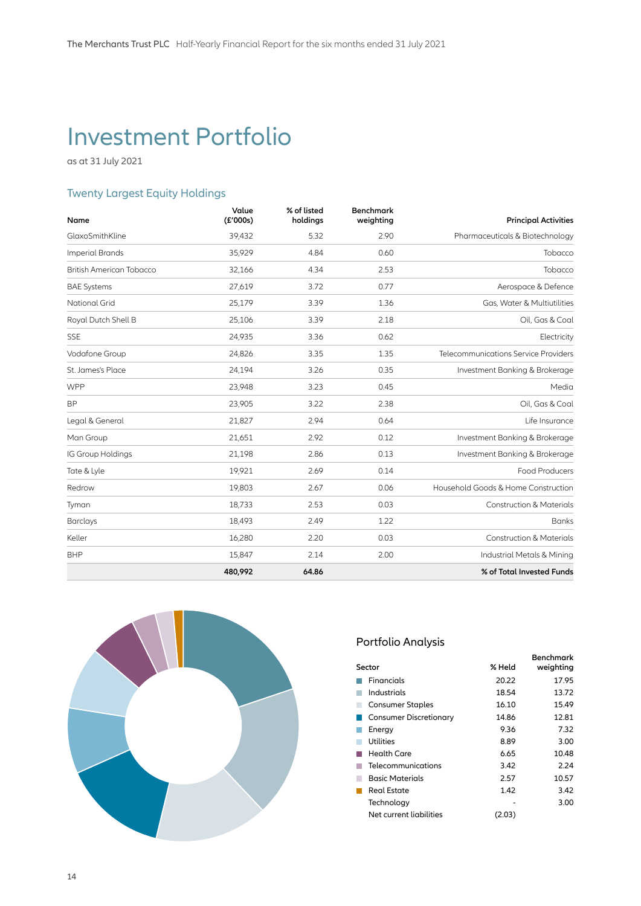# Investment Portfolio

as at 31 July 2021

## Twenty Largest Equity Holdings

| Name | Value (£'000s) | % of listed holdings | Benchmark weighting | Principal Activities |
|---|---|---|---|---|
| GlaxoSmithKline | 39,432 | 5.32 | 2.90 | Pharmaceuticals & Biotechnology |
| Imperial Brands | 35,929 | 4.84 | 0.60 | Tobacco |
| British American Tobacco | 32,166 | 4.34 | 2.53 | Tobacco |
| BAE Systems | 27,619 | 3.72 | 0.77 | Aerospace & Defence |
| National Grid | 25,179 | 3.39 | 1.36 | Gas, Water & Multiutilities |
| Royal Dutch Shell B | 25,106 | 3.39 | 2.18 | Oil, Gas & Coal |
| SSE | 24,935 | 3.36 | 0.62 | Electricity |
| Vodafone Group | 24,826 | 3.35 | 1.35 | Telecommunications Service Providers |
| St. James's Place | 24,194 | 3.26 | 0.35 | Investment Banking & Brokerage |
| WPP | 23,948 | 3.23 | 0.45 | Media |
| BP | 23,905 | 3.22 | 2.38 | Oil, Gas & Coal |
| Legal & General | 21,827 | 2.94 | 0.64 | Life Insurance |
| Man Group | 21,651 | 2.92 | 0.12 | Investment Banking & Brokerage |
| IG Group Holdings | 21,198 | 2.86 | 0.13 | Investment Banking & Brokerage |
| Tate & Lyle | 19,921 | 2.69 | 0.14 | Food Producers |
| Redrow | 19,803 | 2.67 | 0.06 | Household Goods & Home Construction |
| Tyman | 18,733 | 2.53 | 0.03 | Construction & Materials |
| Barclays | 18,493 | 2.49 | 1.22 | Banks |
| Keller | 16,280 | 2.20 | 0.03 | Construction & Materials |
| BHP | 15,847 | 2.14 | 2.00 | Industrial Metals & Mining |
| | **480,992** | **64.86** | | **% of Total Invested Funds** |

## Portfolio Analysis

| Sector | % Held | Benchmark weighting |
|---|---|---|
| Financials | 20.22 | 17.95 |
| Industrials | 18.54 | 13.72 |
| Consumer Staples | 16.10 | 15.49 |
| Consumer Discretionary | 14.86 | 12.81 |
| Energy | 9.36 | 7.32 |
| Utilities | 8.89 | 3.00 |
| Health Care | 6.65 | 10.48 |
| Telecommunications | 3.42 | 2.24 |
| Basic Materials | 2.57 | 10.57 |
| Real Estate | 1.42 | 3.42 |
| Technology | - | 3.00 |
| Net current liabilities | (2.03) | |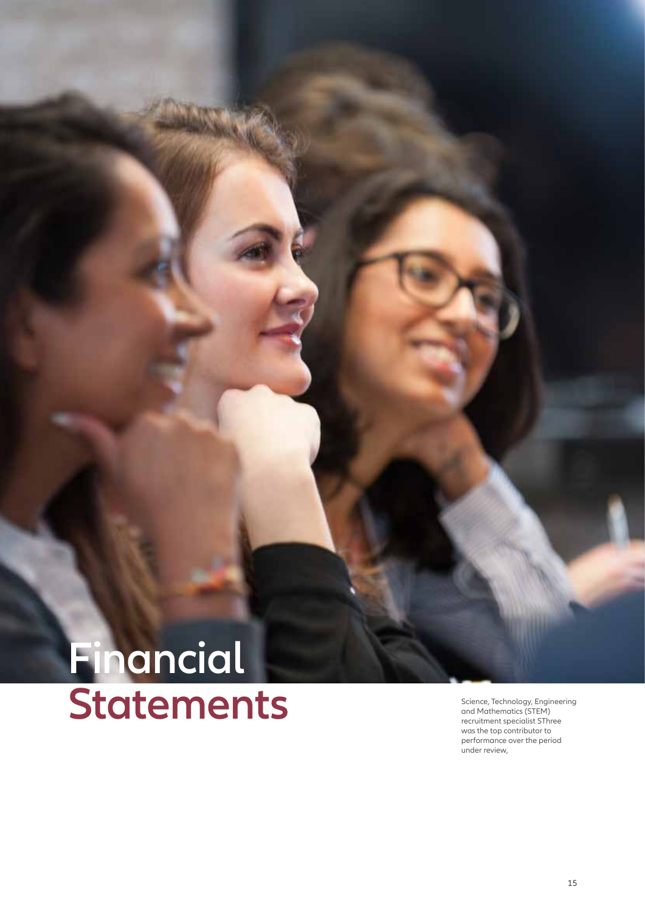# Financial Statements

Science, Technology, Engineering and Mathematics (STEM) recruitment specialist SThree was the top contributor to performance over the period under review,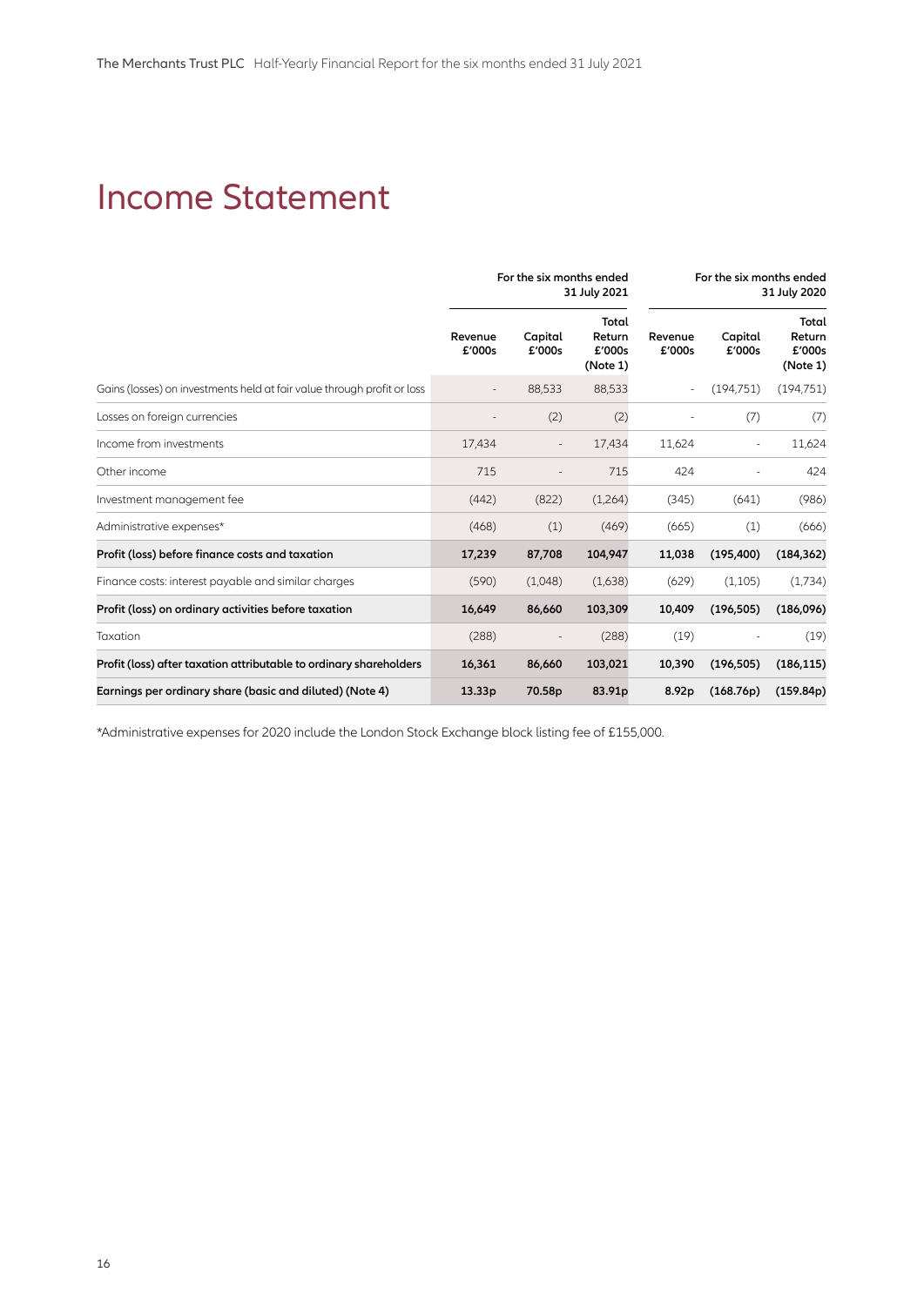# Income Statement

| | For the six months ended 31 July 2021 | | | For the six months ended 31 July 2020 | | |
|---|---|---|---|---|---|---|
| | Revenue £'000s | Capital £'000s | Total Return £'000s (Note 1) | Revenue £'000s | Capital £'000s | Total Return £'000s (Note 1) |
| Gains (losses) on investments held at fair value through profit or loss | - | 88,533 | 88,533 | - | (194,751) | (194,751) |
| Losses on foreign currencies | - | (2) | (2) | - | (7) | (7) |
| Income from investments | 17,434 | - | 17,434 | 11,624 | - | 11,624 |
| Other income | 715 | - | 715 | 424 | - | 424 |
| Investment management fee | (442) | (822) | (1,264) | (345) | (641) | (986) |
| Administrative expenses* | (468) | (1) | (469) | (665) | (1) | (666) |
| **Profit (loss) before finance costs and taxation** | **17,239** | **87,708** | **104,947** | **11,038** | **(195,400)** | **(184,362)** |
| Finance costs: interest payable and similar charges | (590) | (1,048) | (1,638) | (629) | (1,105) | (1,734) |
| **Profit (loss) on ordinary activities before taxation** | **16,649** | **86,660** | **103,309** | **10,409** | **(196,505)** | **(186,096)** |
| Taxation | (288) | - | (288) | (19) | - | (19) |
| **Profit (loss) after taxation attributable to ordinary shareholders** | **16,361** | **86,660** | **103,021** | **10,390** | **(196,505)** | **(186,115)** |
| **Earnings per ordinary share (basic and diluted) (Note 4)** | **13.33p** | **70.58p** | **83.91p** | **8.92p** | **(168.76p)** | **(159.84p)** |

*Administrative expenses for 2020 include the London Stock Exchange block listing fee of £155,000.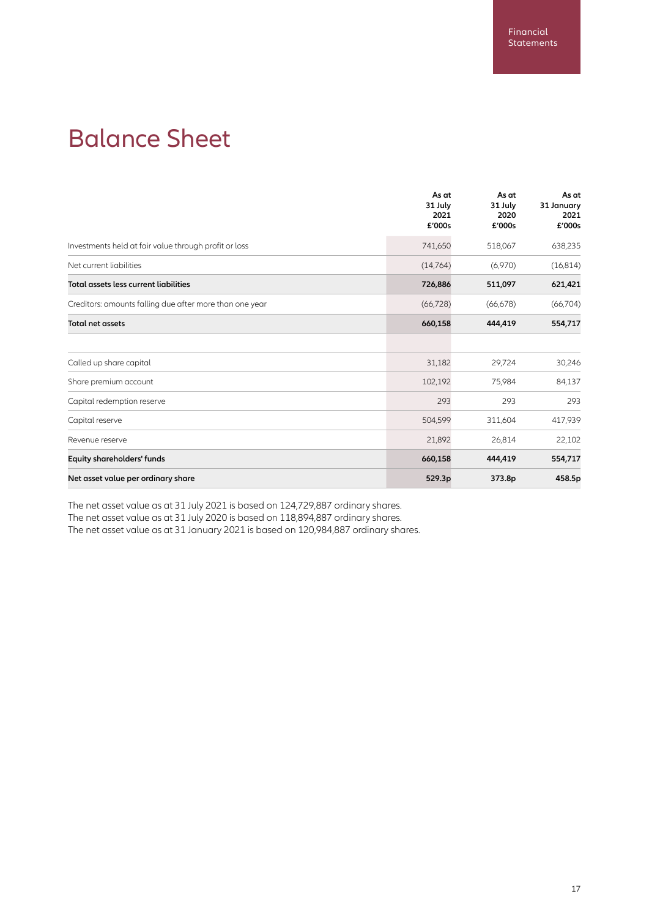# Balance Sheet

| | As at 31 July 2021 £'000s | As at 31 July 2020 £'000s | As at 31 January 2021 £'000s |
|---|---|---|---|
| Investments held at fair value through profit or loss | 741,650 | 518,067 | 638,235 |
| Net current liabilities | (14,764) | (6,970) | (16,814) |
| **Total assets less current liabilities** | **726,886** | **511,097** | **621,421** |
| Creditors: amounts falling due after more than one year | (66,728) | (66,678) | (66,704) |
| **Total net assets** | **660,158** | **444,419** | **554,717** |
| | | | |
| Called up share capital | 31,182 | 29,724 | 30,246 |
| Share premium account | 102,192 | 75,984 | 84,137 |
| Capital redemption reserve | 293 | 293 | 293 |
| Capital reserve | 504,599 | 311,604 | 417,939 |
| Revenue reserve | 21,892 | 26,814 | 22,102 |
| **Equity shareholders' funds** | **660,158** | **444,419** | **554,717** |
| **Net asset value per ordinary share** | **529.3p** | **373.8p** | **458.5p** |

The net asset value as at 31 July 2021 is based on 124,729,887 ordinary shares.
The net asset value as at 31 July 2020 is based on 118,894,887 ordinary shares.
The net asset value as at 31 January 2021 is based on 120,984,887 ordinary shares.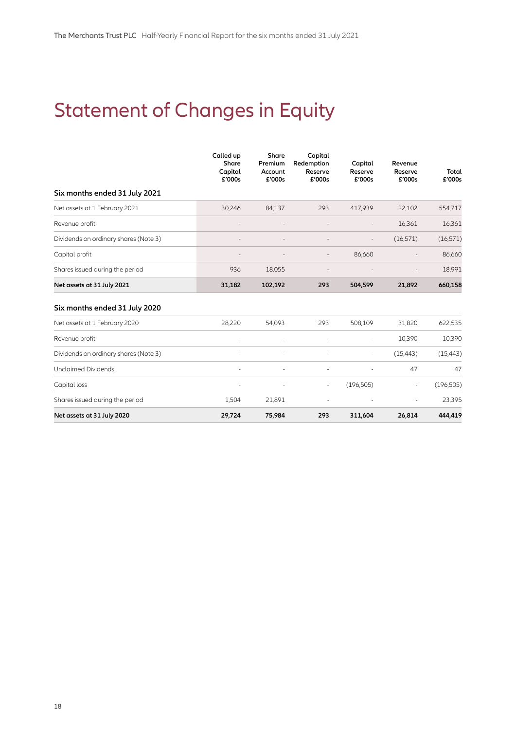# Statement of Changes in Equity

| | Called up Share Capital £'000s | Share Premium Account £'000s | Capital Redemption Reserve £'000s | Capital Reserve £'000s | Revenue Reserve £'000s | Total £'000s |
|---|---|---|---|---|---|---|
| **Six months ended 31 July 2021** | | | | | | |
| Net assets at 1 February 2021 | 30,246 | 84,137 | 293 | 417,939 | 22,102 | 554,717 |
| Revenue profit | - | - | - | - | 16,361 | 16,361 |
| Dividends on ordinary shares (Note 3) | - | - | - | - | (16,571) | (16,571) |
| Capital profit | - | - | - | 86,660 | - | 86,660 |
| Shares issued during the period | 936 | 18,055 | - | - | - | 18,991 |
| **Net assets at 31 July 2021** | **31,182** | **102,192** | **293** | **504,599** | **21,892** | **660,158** |
| **Six months ended 31 July 2020** | | | | | | |
| Net assets at 1 February 2020 | 28,220 | 54,093 | 293 | 508,109 | 31,820 | 622,535 |
| Revenue profit | - | - | - | - | 10,390 | 10,390 |
| Dividends on ordinary shares (Note 3) | - | - | - | - | (15,443) | (15,443) |
| Unclaimed Dividends | - | - | - | - | 47 | 47 |
| Capital loss | - | - | - | (196,505) | - | (196,505) |
| Shares issued during the period | 1,504 | 21,891 | - | - | - | 23,395 |
| **Net assets at 31 July 2020** | **29,724** | **75,984** | **293** | **311,604** | **26,814** | **444,419** |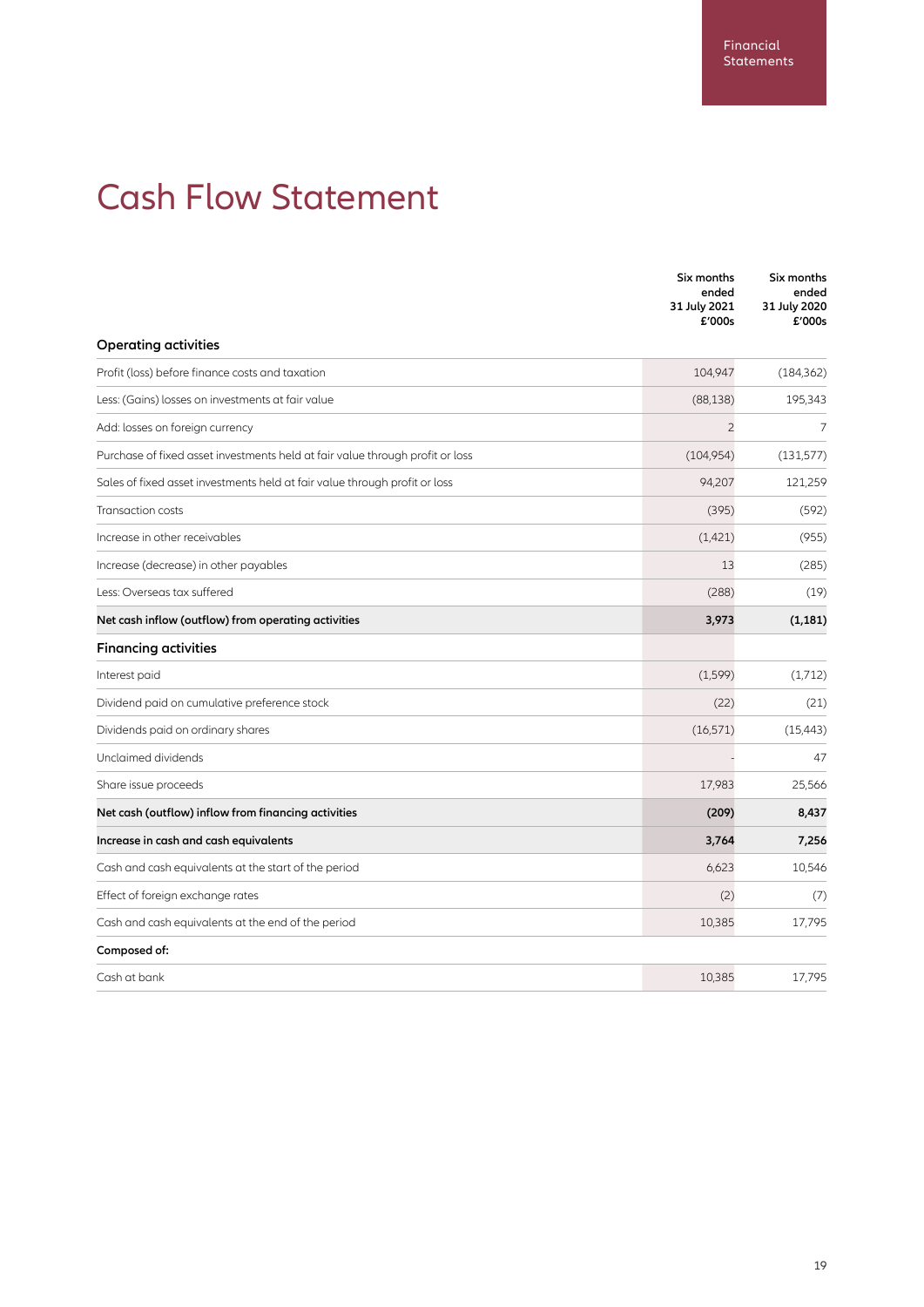# Cash Flow Statement

| | Six months ended 31 July 2021 £'000s | Six months ended 31 July 2020 £'000s |
|---|---|---|
| **Operating activities** | | |
| Profit (loss) before finance costs and taxation | 104,947 | (184,362) |
| Less: (Gains) losses on investments at fair value | (88,138) | 195,343 |
| Add: losses on foreign currency | 2 | 7 |
| Purchase of fixed asset investments held at fair value through profit or loss | (104,954) | (131,577) |
| Sales of fixed asset investments held at fair value through profit or loss | 94,207 | 121,259 |
| Transaction costs | (395) | (592) |
| Increase in other receivables | (1,421) | (955) |
| Increase (decrease) in other payables | 13 | (285) |
| Less: Overseas tax suffered | (288) | (19) |
| **Net cash inflow (outflow) from operating activities** | **3,973** | **(1,181)** |
| **Financing activities** | | |
| Interest paid | (1,599) | (1,712) |
| Dividend paid on cumulative preference stock | (22) | (21) |
| Dividends paid on ordinary shares | (16,571) | (15,443) |
| Unclaimed dividends | - | 47 |
| Share issue proceeds | 17,983 | 25,566 |
| **Net cash (outflow) inflow from financing activities** | **(209)** | **8,437** |
| **Increase in cash and cash equivalents** | **3,764** | **7,256** |
| Cash and cash equivalents at the start of the period | 6,623 | 10,546 |
| Effect of foreign exchange rates | (2) | (7) |
| Cash and cash equivalents at the end of the period | 10,385 | 17,795 |
| **Composed of:** | | |
| Cash at bank | 10,385 | 17,795 |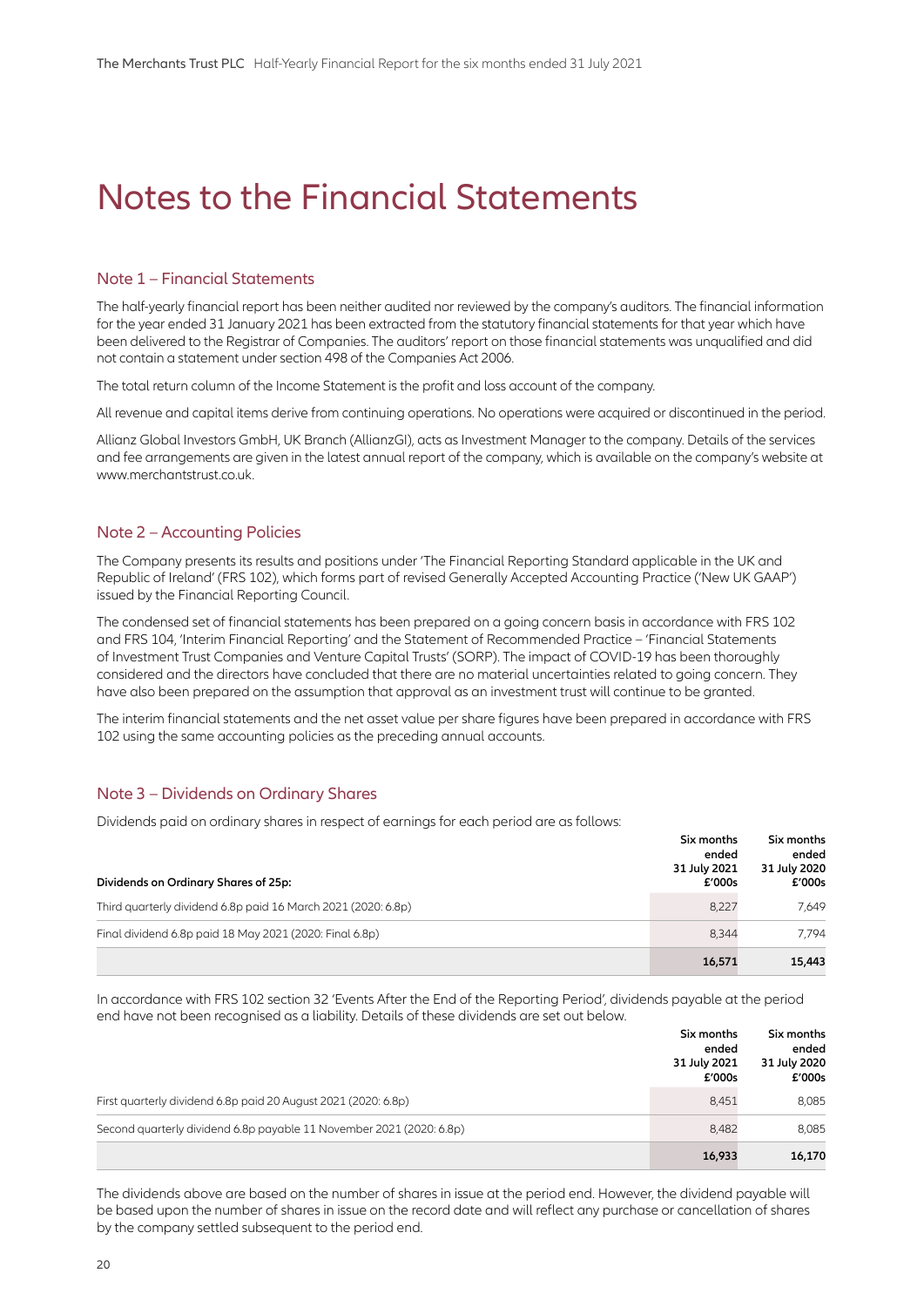# Notes to the Financial Statements

## Note 1 – Financial Statements

The half-yearly financial report has been neither audited nor reviewed by the company's auditors. The financial information for the year ended 31 January 2021 has been extracted from the statutory financial statements for that year which have been delivered to the Registrar of Companies. The auditors' report on those financial statements was unqualified and did not contain a statement under section 498 of the Companies Act 2006.

The total return column of the Income Statement is the profit and loss account of the company.

All revenue and capital items derive from continuing operations. No operations were acquired or discontinued in the period.

Allianz Global Investors GmbH, UK Branch (AllianzGI), acts as Investment Manager to the company. Details of the services and fee arrangements are given in the latest annual report of the company, which is available on the company's website at www.merchantstrust.co.uk.

## Note 2 – Accounting Policies

The Company presents its results and positions under 'The Financial Reporting Standard applicable in the UK and Republic of Ireland' (FRS 102), which forms part of revised Generally Accepted Accounting Practice ('New UK GAAP') issued by the Financial Reporting Council.

The condensed set of financial statements has been prepared on a going concern basis in accordance with FRS 102 and FRS 104, 'Interim Financial Reporting' and the Statement of Recommended Practice – 'Financial Statements of Investment Trust Companies and Venture Capital Trusts' (SORP). The impact of COVID-19 has been thoroughly considered and the directors have concluded that there are no material uncertainties related to going concern. They have also been prepared on the assumption that approval as an investment trust will continue to be granted.

The interim financial statements and the net asset value per share figures have been prepared in accordance with FRS 102 using the same accounting policies as the preceding annual accounts.

## Note 3 – Dividends on Ordinary Shares

Dividends paid on ordinary shares in respect of earnings for each period are as follows:

| **Dividends on Ordinary Shares of 25p:** | **Six months ended 31 July 2021 £'000s** | **Six months ended 31 July 2020 £'000s** |
|---|---|---|
| Third quarterly dividend 6.8p paid 16 March 2021 (2020: 6.8p) | 8,227 | 7,649 |
| Final dividend 6.8p paid 18 May 2021 (2020: Final 6.8p) | 8,344 | 7,794 |
| | **16,571** | **15,443** |

In accordance with FRS 102 section 32 'Events After the End of the Reporting Period', dividends payable at the period end have not been recognised as a liability. Details of these dividends are set out below.

| | **Six months ended 31 July 2021 £'000s** | **Six months ended 31 July 2020 £'000s** |
|---|---|---|
| First quarterly dividend 6.8p paid 20 August 2021 (2020: 6.8p) | 8,451 | 8,085 |
| Second quarterly dividend 6.8p payable 11 November 2021 (2020: 6.8p) | 8,482 | 8,085 |
| | **16,933** | **16,170** |

The dividends above are based on the number of shares in issue at the period end. However, the dividend payable will be based upon the number of shares in issue on the record date and will reflect any purchase or cancellation of shares by the company settled subsequent to the period end.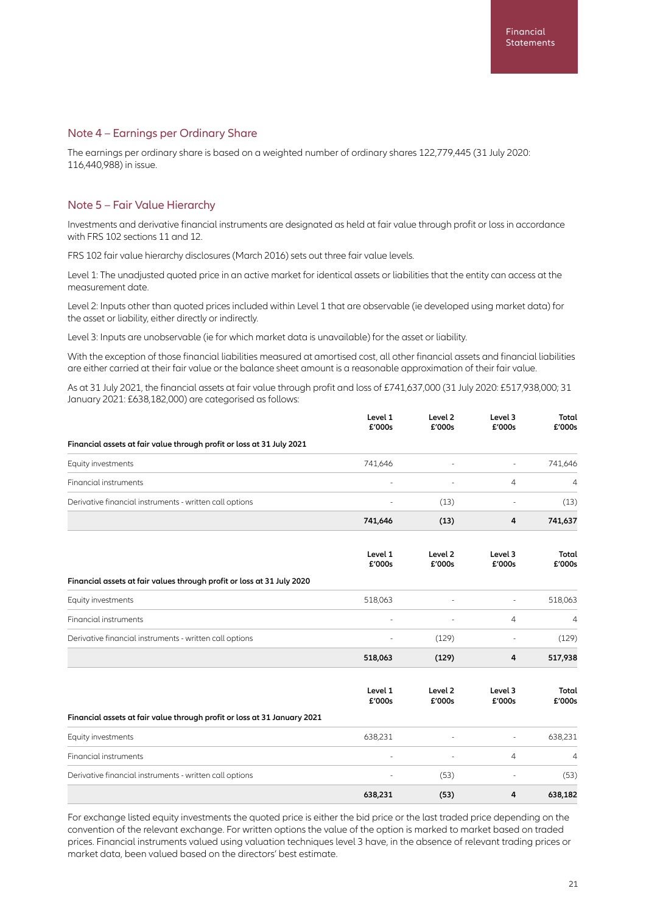## Note 4 – Earnings per Ordinary Share

The earnings per ordinary share is based on a weighted number of ordinary shares 122,779,445 (31 July 2020: 116,440,988) in issue.

## Note 5 – Fair Value Hierarchy

Investments and derivative financial instruments are designated as held at fair value through profit or loss in accordance with FRS 102 sections 11 and 12.

FRS 102 fair value hierarchy disclosures (March 2016) sets out three fair value levels.

Level 1: The unadjusted quoted price in an active market for identical assets or liabilities that the entity can access at the measurement date.

Level 2: Inputs other than quoted prices included within Level 1 that are observable (ie developed using market data) for the asset or liability, either directly or indirectly.

Level 3: Inputs are unobservable (ie for which market data is unavailable) for the asset or liability.

With the exception of those financial liabilities measured at amortised cost, all other financial assets and financial liabilities are either carried at their fair value or the balance sheet amount is a reasonable approximation of their fair value.

As at 31 July 2021, the financial assets at fair value through profit and loss of £741,637,000 (31 July 2020: £517,938,000; 31 January 2021: £638,182,000) are categorised as follows:

| | Level 1 £'000s | Level 2 £'000s | Level 3 £'000s | Total £'000s |
|---|---|---|---|---|
| **Financial assets at fair value through profit or loss at 31 July 2021** | | | | |
| Equity investments | 741,646 | - | - | 741,646 |
| Financial instruments | - | - | 4 | 4 |
| Derivative financial instruments - written call options | - | (13) | - | (13) |
| | **741,646** | **(13)** | **4** | **741,637** |

| | Level 1 £'000s | Level 2 £'000s | Level 3 £'000s | Total £'000s |
|---|---|---|---|---|
| **Financial assets at fair values through profit or loss at 31 July 2020** | | | | |
| Equity investments | 518,063 | - | - | 518,063 |
| Financial instruments | - | - | 4 | 4 |
| Derivative financial instruments - written call options | - | (129) | - | (129) |
| | **518,063** | **(129)** | **4** | **517,938** |

| | Level 1 £'000s | Level 2 £'000s | Level 3 £'000s | Total £'000s |
|---|---|---|---|---|
| **Financial assets at fair value through profit or loss at 31 January 2021** | | | | |
| Equity investments | 638,231 | - | - | 638,231 |
| Financial instruments | - | - | 4 | 4 |
| Derivative financial instruments - written call options | - | (53) | - | (53) |
| | **638,231** | **(53)** | **4** | **638,182** |

For exchange listed equity investments the quoted price is either the bid price or the last traded price depending on the convention of the relevant exchange. For written options the value of the option is marked to market based on traded prices. Financial instruments valued using valuation techniques level 3 have, in the absence of relevant trading prices or market data, been valued based on the directors' best estimate.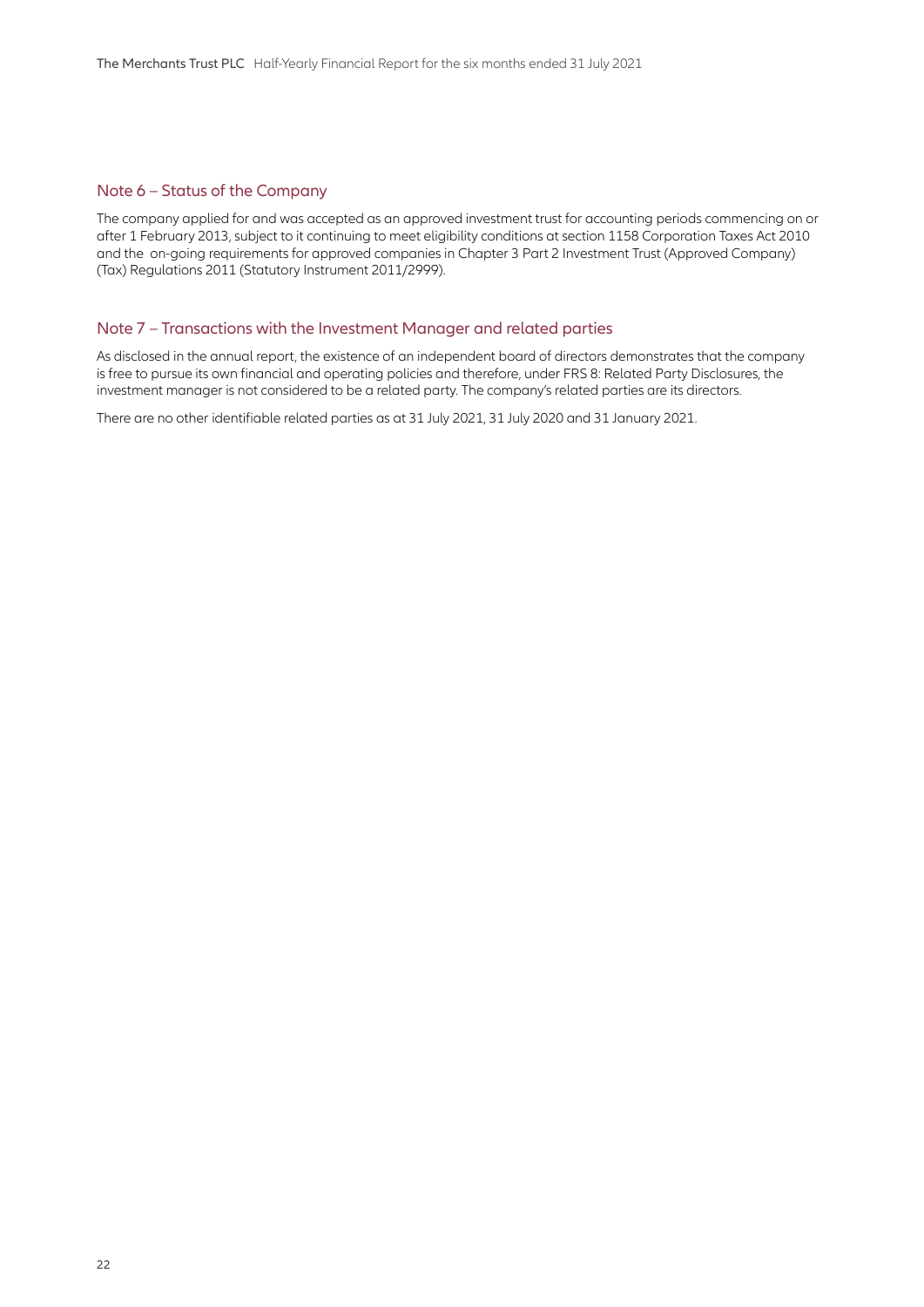## Note 6 – Status of the Company

The company applied for and was accepted as an approved investment trust for accounting periods commencing on or after 1 February 2013, subject to it continuing to meet eligibility conditions at section 1158 Corporation Taxes Act 2010 and the on-going requirements for approved companies in Chapter 3 Part 2 Investment Trust (Approved Company) (Tax) Regulations 2011 (Statutory Instrument 2011/2999).

## Note 7 – Transactions with the Investment Manager and related parties

As disclosed in the annual report, the existence of an independent board of directors demonstrates that the company is free to pursue its own financial and operating policies and therefore, under FRS 8: Related Party Disclosures, the investment manager is not considered to be a related party. The company's related parties are its directors.

There are no other identifiable related parties as at 31 July 2021, 31 July 2020 and 31 January 2021.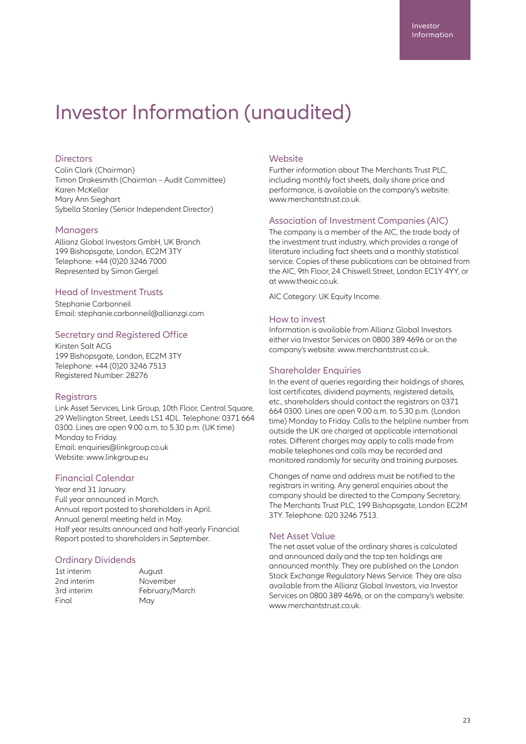# Investor Information (unaudited)

## Directors

Colin Clark (Chairman)
Timon Drakesmith (Chairman – Audit Committee)
Karen McKellar
Mary Ann Sieghart
Sybella Stanley (Senior Independent Director)

## Managers

Allianz Global Investors GmbH, UK Branch
199 Bishopsgate, London, EC2M 3TY
Telephone: +44 (0)20 3246 7000
Represented by Simon Gergel

## Head of Investment Trusts

Stephanie Carbonneil
Email: stephanie.carbonneil@allianzgi.com

## Secretary and Registered Office

Kirsten Salt ACG
199 Bishopsgate, London, EC2M 3TY
Telephone: +44 (0)20 3246 7513
Registered Number: 28276

## Registrars

Link Asset Services, Link Group, 10th Floor, Central Square, 29 Wellington Street, Leeds LS1 4DL. Telephone: 0371 664 0300. Lines are open 9.00 a.m. to 5.30 p.m. (UK time) Monday to Friday.
Email: enquiries@linkgroup.co.uk
Website: www.linkgroup.eu

## Financial Calendar

Year end 31 January.
Full year announced in March.
Annual report posted to shareholders in April.
Annual general meeting held in May.
Half year results announced and half-yearly Financial Report posted to shareholders in September.

## Ordinary Dividends

| | |
|---|---|
| 1st interim | August |
| 2nd interim | November |
| 3rd interim | February/March |
| Final | May |

## Website

Further information about The Merchants Trust PLC, including monthly fact sheets, daily share price and performance, is available on the company's website: www.merchantstrust.co.uk.

## Association of Investment Companies (AIC)

The company is a member of the AIC, the trade body of the investment trust industry, which provides a range of literature including fact sheets and a monthly statistical service. Copies of these publications can be obtained from the AIC, 9th Floor, 24 Chiswell Street, London EC1Y 4YY, or at www.theaic.co.uk.

AIC Category: UK Equity Income.

## How to invest

Information is available from Allianz Global Investors either via Investor Services on 0800 389 4696 or on the company's website: www.merchantstrust.co.uk.

## Shareholder Enquiries

In the event of queries regarding their holdings of shares, lost certificates, dividend payments, registered details, etc., shareholders should contact the registrars on 0371 664 0300. Lines are open 9.00 a.m. to 5.30 p.m. (London time) Monday to Friday. Calls to the helpline number from outside the UK are charged at applicable international rates. Different charges may apply to calls made from mobile telephones and calls may be recorded and monitored randomly for security and training purposes.

Changes of name and address must be notified to the registrars in writing. Any general enquiries about the company should be directed to the Company Secretary, The Merchants Trust PLC, 199 Bishopsgate, London EC2M 3TY. Telephone: 020 3246 7513.

## Net Asset Value

The net asset value of the ordinary shares is calculated and announced daily and the top ten holdings are announced monthly. They are published on the London Stock Exchange Regulatory News Service. They are also available from the Allianz Global Investors, via Investor Services on 0800 389 4696, or on the company's website: www.merchantstrust.co.uk.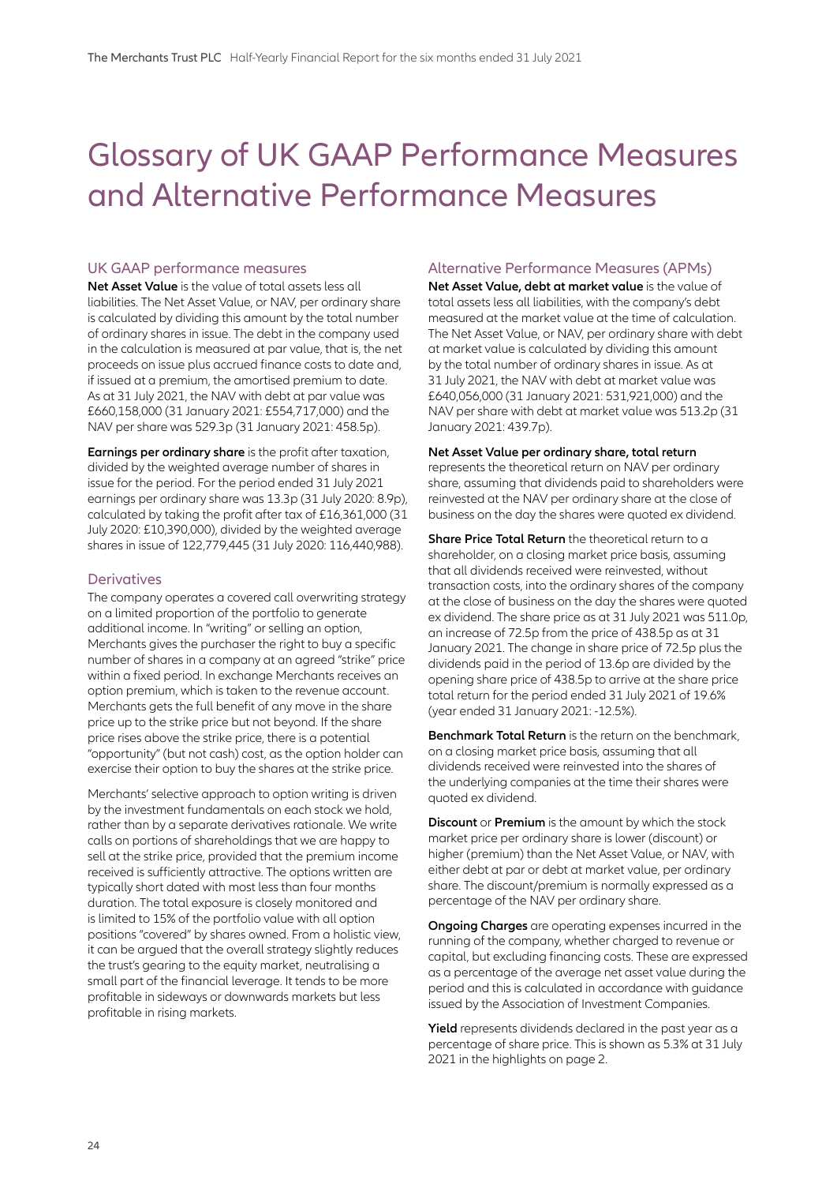# Glossary of UK GAAP Performance Measures and Alternative Performance Measures

## UK GAAP performance measures

**Net Asset Value** is the value of total assets less all liabilities. The Net Asset Value, or NAV, per ordinary share is calculated by dividing this amount by the total number of ordinary shares in issue. The debt in the company used in the calculation is measured at par value, that is, the net proceeds on issue plus accrued finance costs to date and, if issued at a premium, the amortised premium to date. As at 31 July 2021, the NAV with debt at par value was £660,158,000 (31 January 2021: £554,717,000) and the NAV per share was 529.3p (31 January 2021: 458.5p).

**Earnings per ordinary share** is the profit after taxation, divided by the weighted average number of shares in issue for the period. For the period ended 31 July 2021 earnings per ordinary share was 13.3p (31 July 2020: 8.9p), calculated by taking the profit after tax of £16,361,000 (31 July 2020: £10,390,000), divided by the weighted average shares in issue of 122,779,445 (31 July 2020: 116,440,988).

## Derivatives

The company operates a covered call overwriting strategy on a limited proportion of the portfolio to generate additional income. In "writing" or selling an option, Merchants gives the purchaser the right to buy a specific number of shares in a company at an agreed "strike" price within a fixed period. In exchange Merchants receives an option premium, which is taken to the revenue account. Merchants gets the full benefit of any move in the share price up to the strike price but not beyond. If the share price rises above the strike price, there is a potential "opportunity" (but not cash) cost, as the option holder can exercise their option to buy the shares at the strike price.

Merchants' selective approach to option writing is driven by the investment fundamentals on each stock we hold, rather than by a separate derivatives rationale. We write calls on portions of shareholdings that we are happy to sell at the strike price, provided that the premium income received is sufficiently attractive. The options written are typically short dated with most less than four months duration. The total exposure is closely monitored and is limited to 15% of the portfolio value with all option positions "covered" by shares owned. From a holistic view, it can be argued that the overall strategy slightly reduces the trust's gearing to the equity market, neutralising a small part of the financial leverage. It tends to be more profitable in sideways or downwards markets but less profitable in rising markets.

## Alternative Performance Measures (APMs)

**Net Asset Value, debt at market value** is the value of total assets less all liabilities, with the company's debt measured at the market value at the time of calculation. The Net Asset Value, or NAV, per ordinary share with debt at market value is calculated by dividing this amount by the total number of ordinary shares in issue. As at 31 July 2021, the NAV with debt at market value was £640,056,000 (31 January 2021: 531,921,000) and the NAV per share with debt at market value was 513.2p (31 January 2021: 439.7p).

**Net Asset Value per ordinary share, total return** represents the theoretical return on NAV per ordinary share, assuming that dividends paid to shareholders were reinvested at the NAV per ordinary share at the close of business on the day the shares were quoted ex dividend.

**Share Price Total Return** the theoretical return to a shareholder, on a closing market price basis, assuming that all dividends received were reinvested, without transaction costs, into the ordinary shares of the company at the close of business on the day the shares were quoted ex dividend. The share price as at 31 July 2021 was 511.0p, an increase of 72.5p from the price of 438.5p as at 31 January 2021. The change in share price of 72.5p plus the dividends paid in the period of 13.6p are divided by the opening share price of 438.5p to arrive at the share price total return for the period ended 31 July 2021 of 19.6% (year ended 31 January 2021: -12.5%).

**Benchmark Total Return** is the return on the benchmark, on a closing market price basis, assuming that all dividends received were reinvested into the shares of the underlying companies at the time their shares were quoted ex dividend.

**Discount** or **Premium** is the amount by which the stock market price per ordinary share is lower (discount) or higher (premium) than the Net Asset Value, or NAV, with either debt at par or debt at market value, per ordinary share. The discount/premium is normally expressed as a percentage of the NAV per ordinary share.

**Ongoing Charges** are operating expenses incurred in the running of the company, whether charged to revenue or capital, but excluding financing costs. These are expressed as a percentage of the average net asset value during the period and this is calculated in accordance with guidance issued by the Association of Investment Companies.

**Yield** represents dividends declared in the past year as a percentage of share price. This is shown as 5.3% at 31 July 2021 in the highlights on page 2.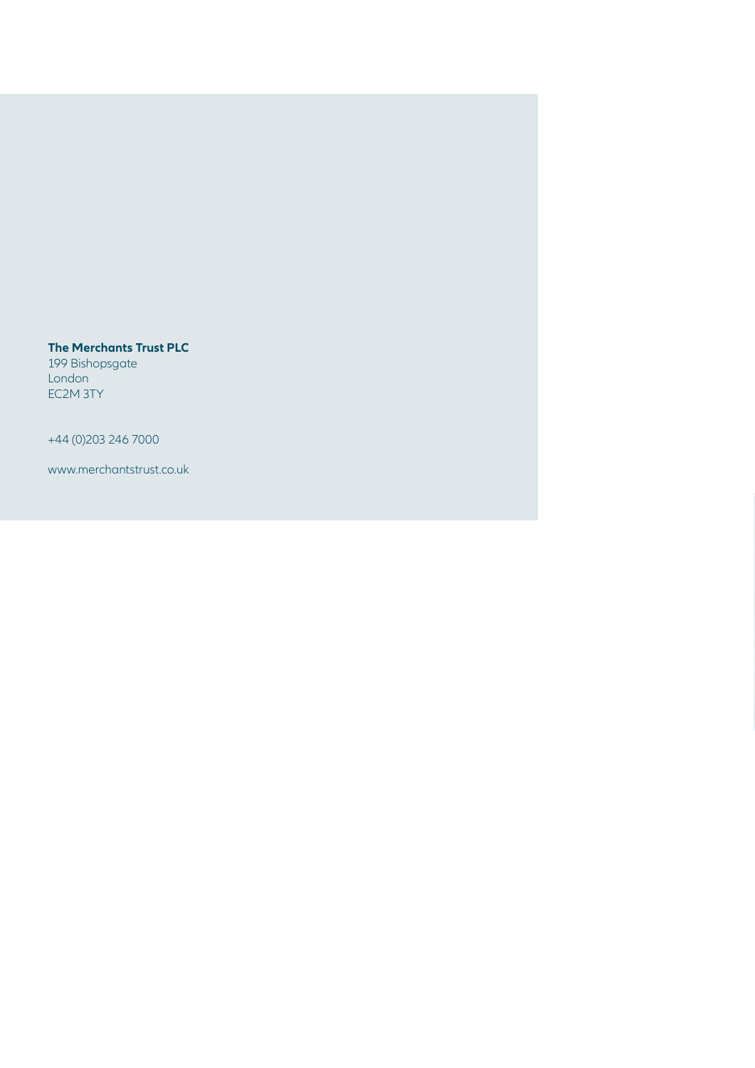**The Merchants Trust PLC**
199 Bishopsgate
London
EC2M 3TY

+44 (0)203 246 7000

www.merchantstrust.co.uk